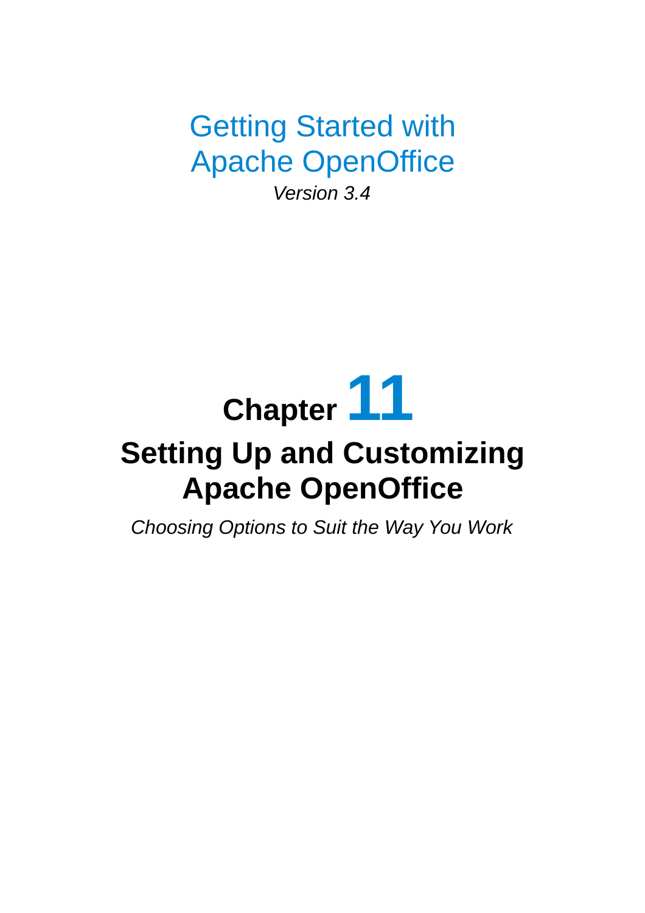# Getting Started with Apache OpenOffice

*Version 3.4*

# Chapter 11

# Setting Up and Customizing Apache OpenOffice

*Choosing Options to Suit the Way You Work*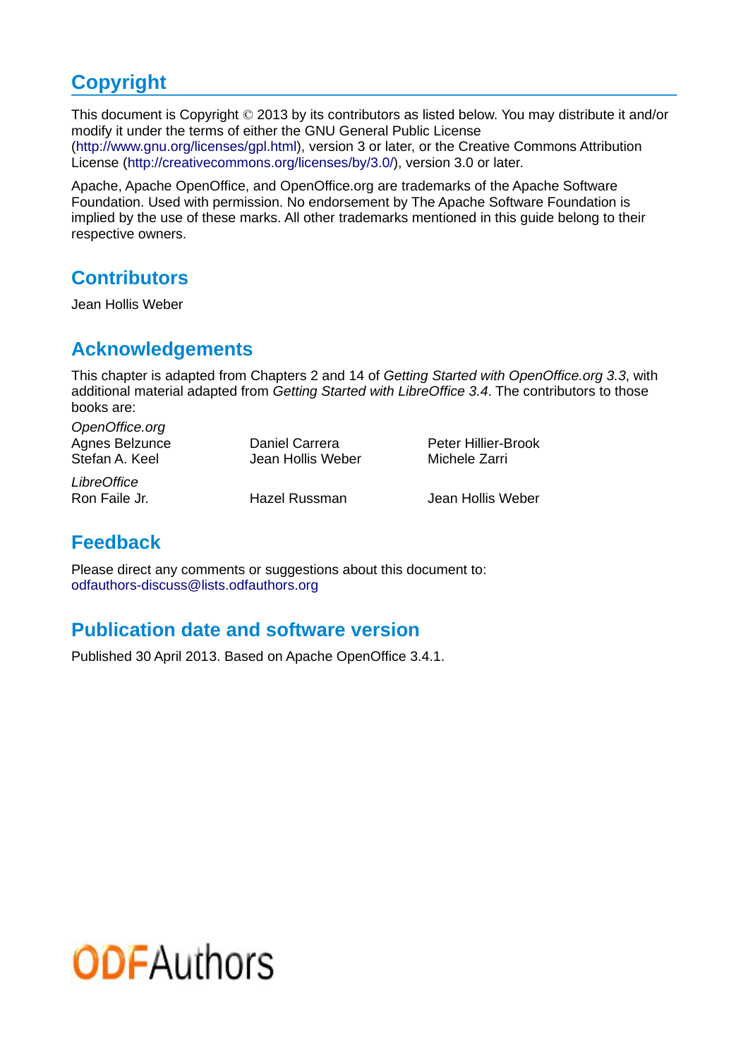## Copyright

This document is Copyright © 2013 by its contributors as listed below. You may distribute it and/or modify it under the terms of either the GNU General Public License (http://www.gnu.org/licenses/gpl.html), version 3 or later, or the Creative Commons Attribution License (http://creativecommons.org/licenses/by/3.0/), version 3.0 or later.

Apache, Apache OpenOffice, and OpenOffice.org are trademarks of the Apache Software Foundation. Used with permission. No endorsement by The Apache Software Foundation is implied by the use of these marks. All other trademarks mentioned in this guide belong to their respective owners.

### Contributors

Jean Hollis Weber

### Acknowledgements

This chapter is adapted from Chapters 2 and 14 of *Getting Started with OpenOffice.org 3.3*, with additional material adapted from *Getting Started with LibreOffice 3.4*. The contributors to those books are:

*OpenOffice.org*

| | | |
|---|---|---|
| Agnes Belzunce | Daniel Carrera | Peter Hillier-Brook |
| Stefan A. Keel | Jean Hollis Weber | Michele Zarri |

*LibreOffice*

| | | |
|---|---|---|
| Ron Faile Jr. | Hazel Russman | Jean Hollis Weber |

### Feedback

Please direct any comments or suggestions about this document to:
odfauthors-discuss@lists.odfauthors.org

### Publication date and software version

Published 30 April 2013. Based on Apache OpenOffice 3.4.1.

ODFAuthors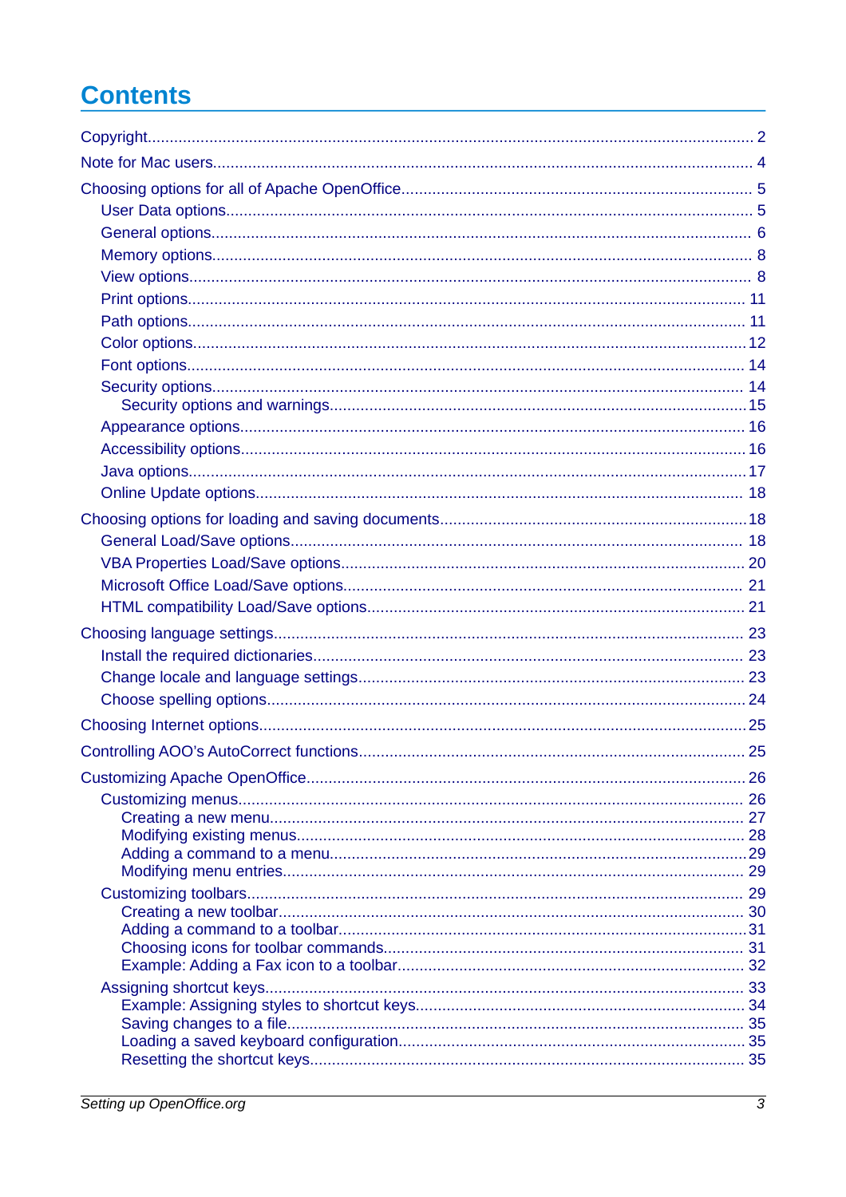# Contents

Copyright ... 2

Note for Mac users ... 4

Choosing options for all of Apache OpenOffice ... 5

- User Data options ... 5
- General options ... 6
- Memory options ... 8
- View options ... 8
- Print options ... 11
- Path options ... 11
- Color options ... 12
- Font options ... 14
- Security options ... 14
  - Security options and warnings ... 15
- Appearance options ... 16
- Accessibility options ... 16
- Java options ... 17
- Online Update options ... 18

Choosing options for loading and saving documents ... 18

- General Load/Save options ... 18
- VBA Properties Load/Save options ... 20
- Microsoft Office Load/Save options ... 21
- HTML compatibility Load/Save options ... 21

Choosing language settings ... 23

- Install the required dictionaries ... 23
- Change locale and language settings ... 23
- Choose spelling options ... 24

Choosing Internet options ... 25

Controlling AOO's AutoCorrect functions ... 25

Customizing Apache OpenOffice ... 26

- Customizing menus ... 26
  - Creating a new menu ... 27
  - Modifying existing menus ... 28
  - Adding a command to a menu ... 29
  - Modifying menu entries ... 29
- Customizing toolbars ... 29
  - Creating a new toolbar ... 30
  - Adding a command to a toolbar ... 31
  - Choosing icons for toolbar commands ... 31
  - Example: Adding a Fax icon to a toolbar ... 32
- Assigning shortcut keys ... 33
  - Example: Assigning styles to shortcut keys ... 34
  - Saving changes to a file ... 35
  - Loading a saved keyboard configuration ... 35
  - Resetting the shortcut keys ... 35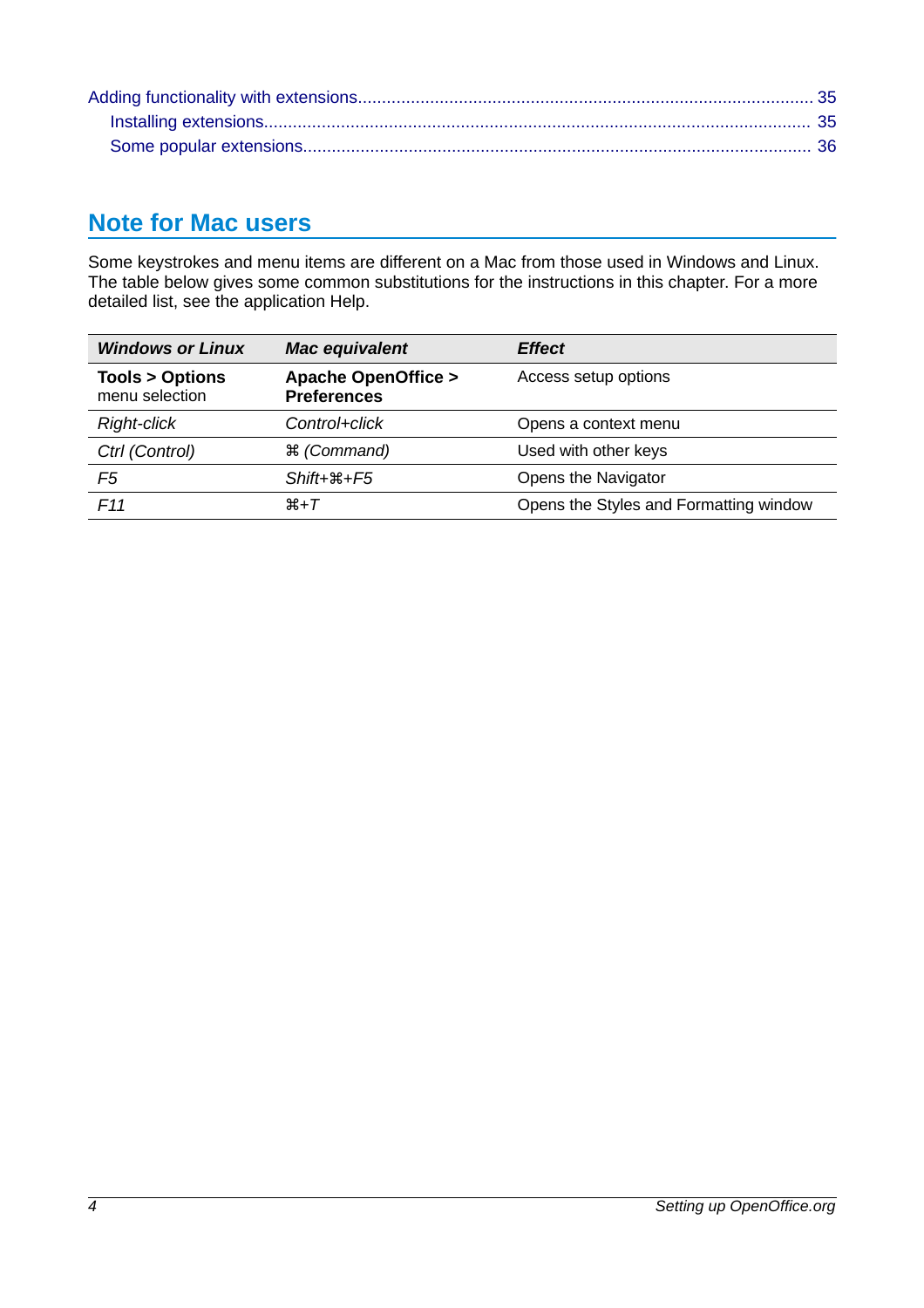Adding functionality with extensions ... 35
  Installing extensions ... 35
  Some popular extensions ... 36

## Note for Mac users

Some keystrokes and menu items are different on a Mac from those used in Windows and Linux. The table below gives some common substitutions for the instructions in this chapter. For a more detailed list, see the application Help.

| *Windows or Linux* | *Mac equivalent* | *Effect* |
|---|---|---|
| **Tools > Options** menu selection | **Apache OpenOffice > Preferences** | Access setup options |
| *Right-click* | *Control+click* | Opens a context menu |
| *Ctrl (Control)* | *⌘ (Command)* | Used with other keys |
| *F5* | *Shift+⌘+F5* | Opens the Navigator |
| *F11* | *⌘+T* | Opens the Styles and Formatting window |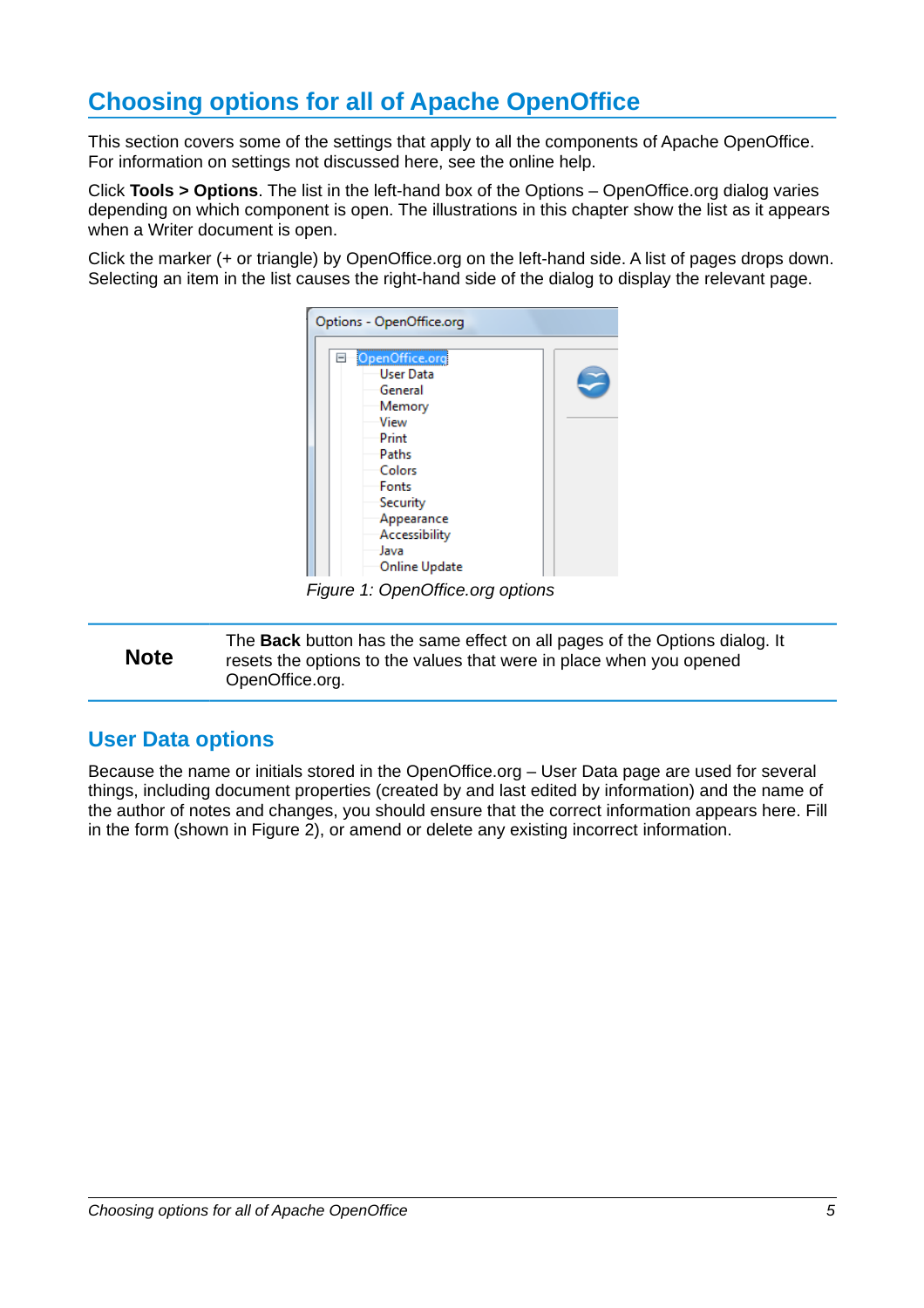# Choosing options for all of Apache OpenOffice

This section covers some of the settings that apply to all the components of Apache OpenOffice. For information on settings not discussed here, see the online help.

Click **Tools > Options**. The list in the left-hand box of the Options – OpenOffice.org dialog varies depending on which component is open. The illustrations in this chapter show the list as it appears when a Writer document is open.

Click the marker (+ or triangle) by OpenOffice.org on the left-hand side. A list of pages drops down. Selecting an item in the list causes the right-hand side of the dialog to display the relevant page.

*Figure 1: OpenOffice.org options*

| **Note** | The **Back** button has the same effect on all pages of the Options dialog. It resets the options to the values that were in place when you opened OpenOffice.org. |
|---|---|

## User Data options

Because the name or initials stored in the OpenOffice.org – User Data page are used for several things, including document properties (created by and last edited by information) and the name of the author of notes and changes, you should ensure that the correct information appears here. Fill in the form (shown in Figure 2), or amend or delete any existing incorrect information.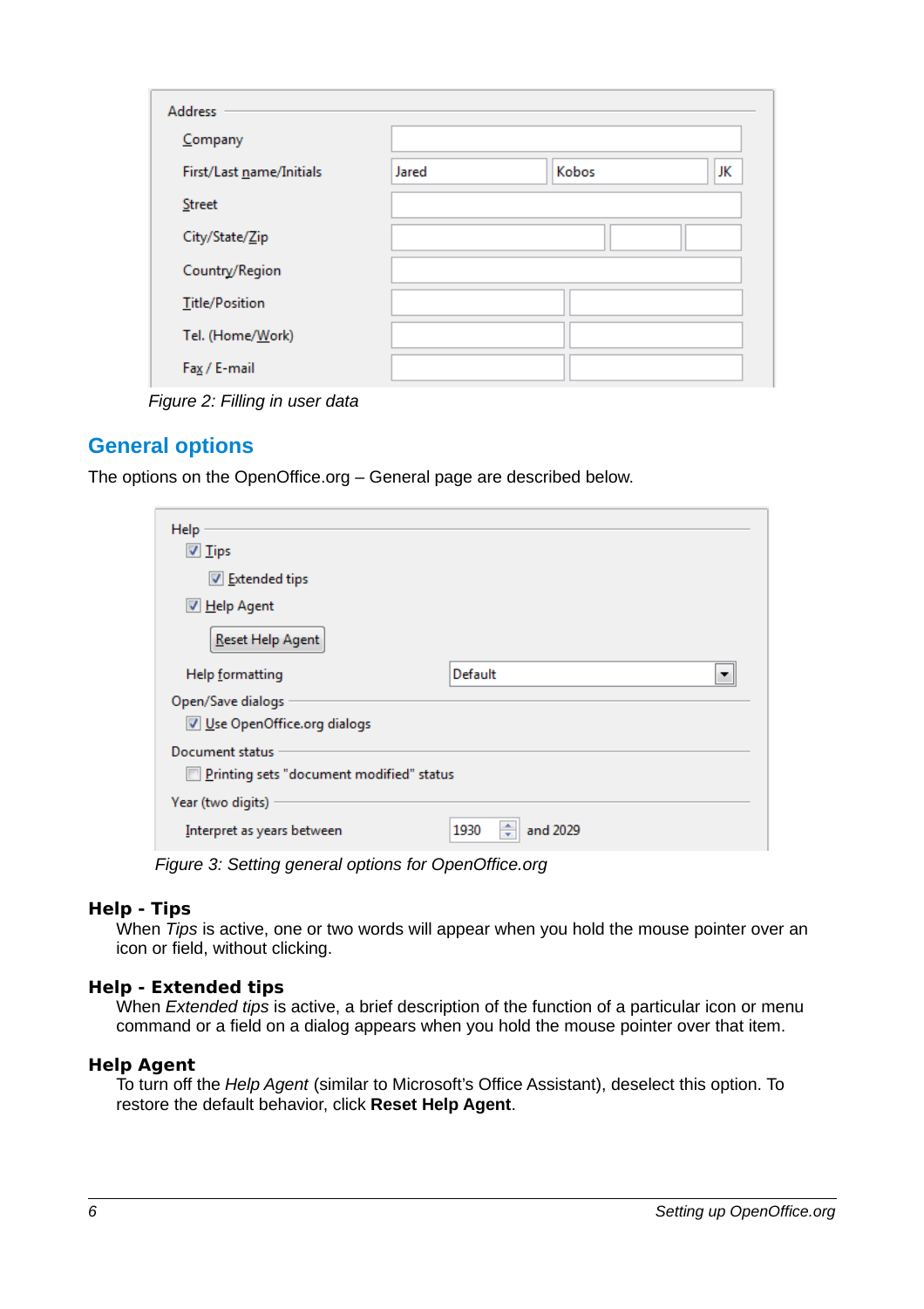Figure 2: Filling in user data

## General options

The options on the OpenOffice.org – General page are described below.

Figure 3: Setting general options for OpenOffice.org

**Help - Tips**

When *Tips* is active, one or two words will appear when you hold the mouse pointer over an icon or field, without clicking.

**Help - Extended tips**

When *Extended tips* is active, a brief description of the function of a particular icon or menu command or a field on a dialog appears when you hold the mouse pointer over that item.

**Help Agent**

To turn off the *Help Agent* (similar to Microsoft's Office Assistant), deselect this option. To restore the default behavior, click **Reset Help Agent**.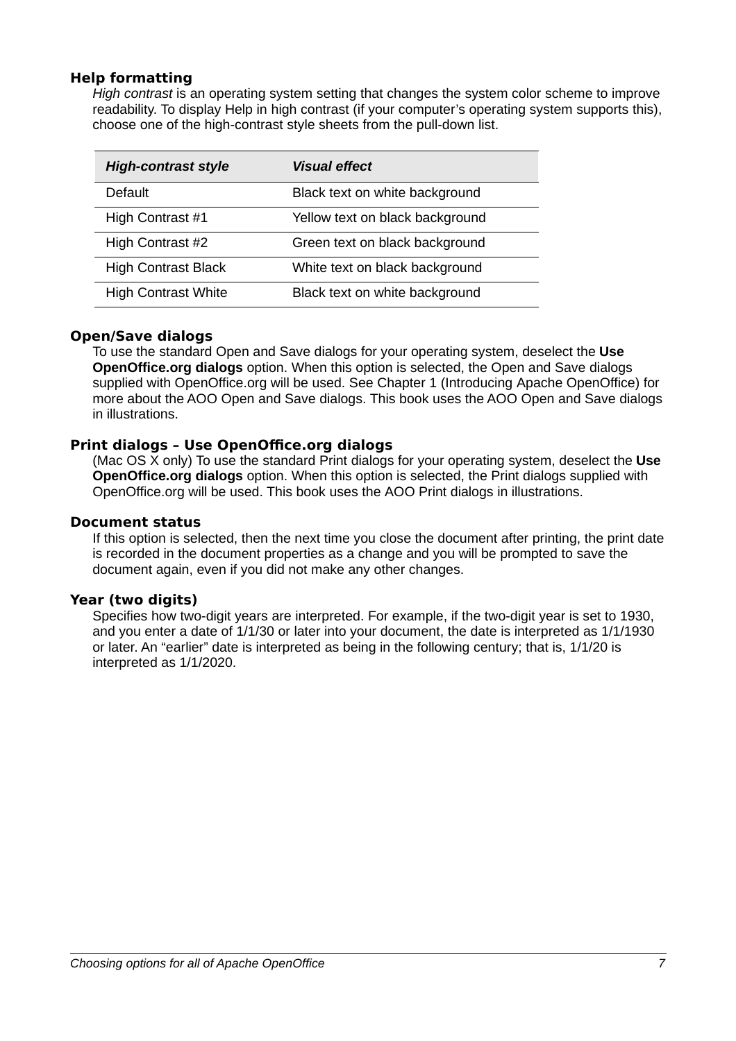**Help formatting**

*High contrast* is an operating system setting that changes the system color scheme to improve readability. To display Help in high contrast (if your computer's operating system supports this), choose one of the high-contrast style sheets from the pull-down list.

| *High-contrast style* | *Visual effect* |
|---|---|
| Default | Black text on white background |
| High Contrast #1 | Yellow text on black background |
| High Contrast #2 | Green text on black background |
| High Contrast Black | White text on black background |
| High Contrast White | Black text on white background |

**Open/Save dialogs**

To use the standard Open and Save dialogs for your operating system, deselect the **Use OpenOffice.org dialogs** option. When this option is selected, the Open and Save dialogs supplied with OpenOffice.org will be used. See Chapter 1 (Introducing Apache OpenOffice) for more about the AOO Open and Save dialogs. This book uses the AOO Open and Save dialogs in illustrations.

**Print dialogs – Use OpenOffice.org dialogs**

(Mac OS X only) To use the standard Print dialogs for your operating system, deselect the **Use OpenOffice.org dialogs** option. When this option is selected, the Print dialogs supplied with OpenOffice.org will be used. This book uses the AOO Print dialogs in illustrations.

**Document status**

If this option is selected, then the next time you close the document after printing, the print date is recorded in the document properties as a change and you will be prompted to save the document again, even if you did not make any other changes.

**Year (two digits)**

Specifies how two-digit years are interpreted. For example, if the two-digit year is set to 1930, and you enter a date of 1/1/30 or later into your document, the date is interpreted as 1/1/1930 or later. An "earlier" date is interpreted as being in the following century; that is, 1/1/20 is interpreted as 1/1/2020.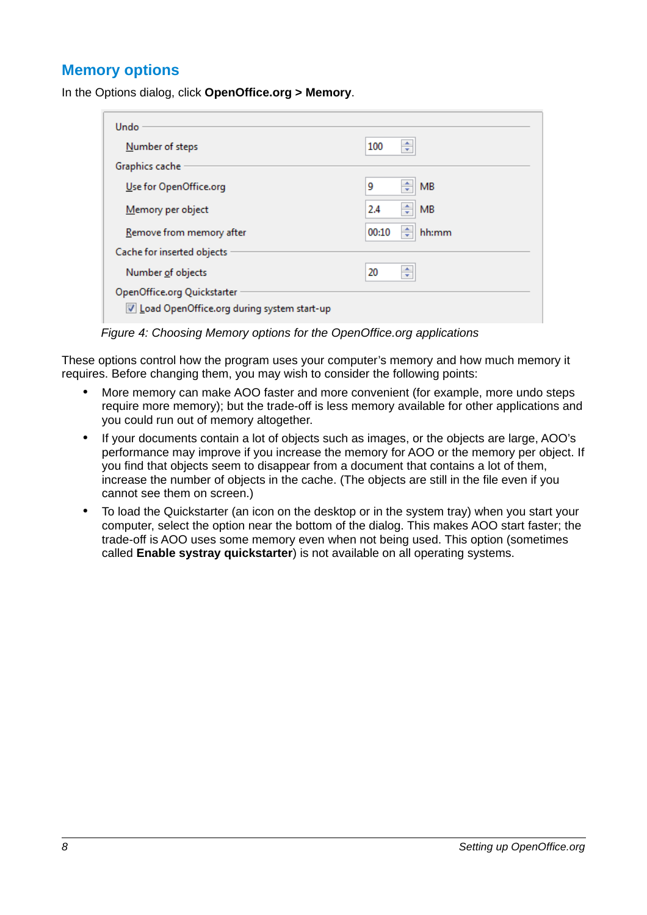## Memory options

In the Options dialog, click **OpenOffice.org > Memory**.

*Figure 4: Choosing Memory options for the OpenOffice.org applications*

These options control how the program uses your computer's memory and how much memory it requires. Before changing them, you may wish to consider the following points:

- More memory can make AOO faster and more convenient (for example, more undo steps require more memory); but the trade-off is less memory available for other applications and you could run out of memory altogether.
- If your documents contain a lot of objects such as images, or the objects are large, AOO's performance may improve if you increase the memory for AOO or the memory per object. If you find that objects seem to disappear from a document that contains a lot of them, increase the number of objects in the cache. (The objects are still in the file even if you cannot see them on screen.)
- To load the Quickstarter (an icon on the desktop or in the system tray) when you start your computer, select the option near the bottom of the dialog. This makes AOO start faster; the trade-off is AOO uses some memory even when not being used. This option (sometimes called **Enable systray quickstarter**) is not available on all operating systems.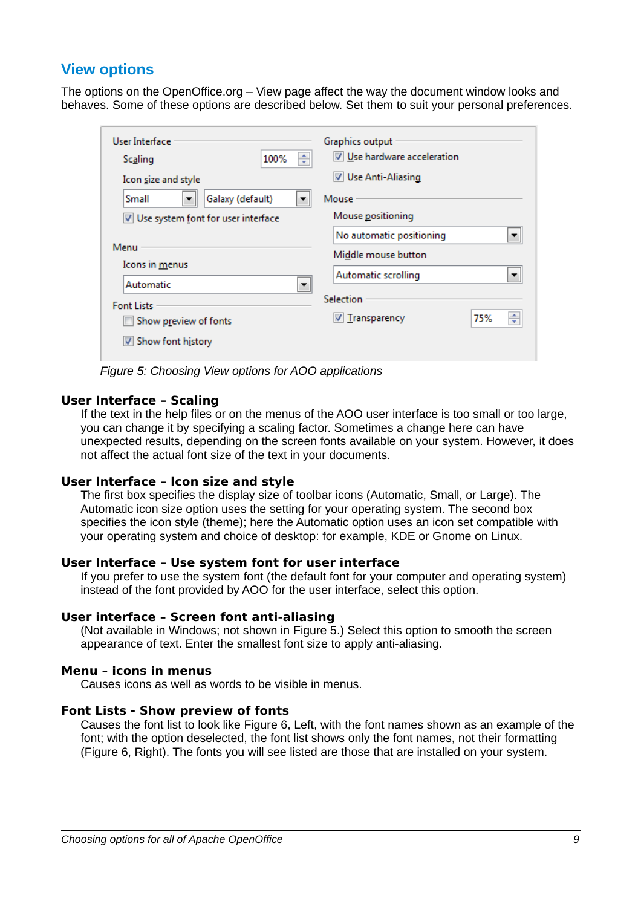## View options

The options on the OpenOffice.org – View page affect the way the document window looks and behaves. Some of these options are described below. Set them to suit your personal preferences.

*Figure 5: Choosing View options for AOO applications*

**User Interface – Scaling**

If the text in the help files or on the menus of the AOO user interface is too small or too large, you can change it by specifying a scaling factor. Sometimes a change here can have unexpected results, depending on the screen fonts available on your system. However, it does not affect the actual font size of the text in your documents.

**User Interface – Icon size and style**

The first box specifies the display size of toolbar icons (Automatic, Small, or Large). The Automatic icon size option uses the setting for your operating system. The second box specifies the icon style (theme); here the Automatic option uses an icon set compatible with your operating system and choice of desktop: for example, KDE or Gnome on Linux.

**User Interface – Use system font for user interface**

If you prefer to use the system font (the default font for your computer and operating system) instead of the font provided by AOO for the user interface, select this option.

**User interface – Screen font anti-aliasing**

(Not available in Windows; not shown in Figure 5.) Select this option to smooth the screen appearance of text. Enter the smallest font size to apply anti-aliasing.

**Menu – icons in menus**

Causes icons as well as words to be visible in menus.

**Font Lists - Show preview of fonts**

Causes the font list to look like Figure 6, Left, with the font names shown as an example of the font; with the option deselected, the font list shows only the font names, not their formatting (Figure 6, Right). The fonts you will see listed are those that are installed on your system.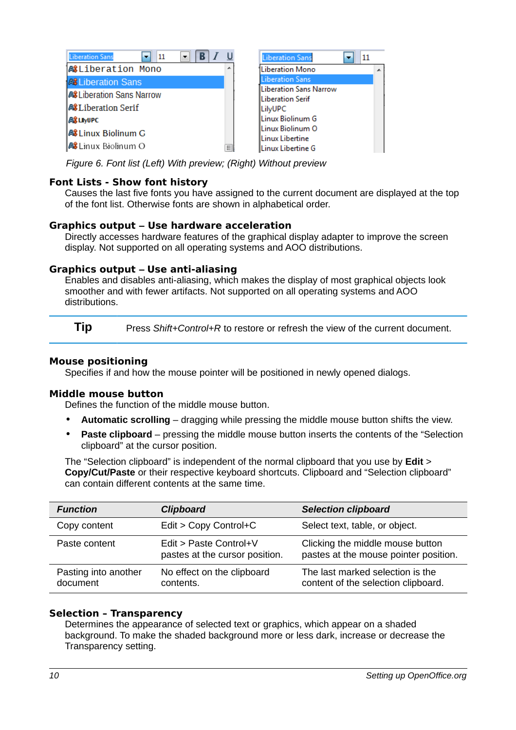*Figure 6. Font list (Left) With preview; (Right) Without preview*

### Font Lists - Show font history

Causes the last five fonts you have assigned to the current document are displayed at the top of the font list. Otherwise fonts are shown in alphabetical order.

### Graphics output – Use hardware acceleration

Directly accesses hardware features of the graphical display adapter to improve the screen display. Not supported on all operating systems and AOO distributions.

### Graphics output – Use anti-aliasing

Enables and disables anti-aliasing, which makes the display of most graphical objects look smoother and with fewer artifacts. Not supported on all operating systems and AOO distributions.

**Tip** Press *Shift+Control+R* to restore or refresh the view of the current document.

### Mouse positioning

Specifies if and how the mouse pointer will be positioned in newly opened dialogs.

### Middle mouse button

Defines the function of the middle mouse button.

- **Automatic scrolling** – dragging while pressing the middle mouse button shifts the view.
- **Paste clipboard** – pressing the middle mouse button inserts the contents of the "Selection clipboard" at the cursor position.

The "Selection clipboard" is independent of the normal clipboard that you use by **Edit > Copy/Cut/Paste** or their respective keyboard shortcuts. Clipboard and "Selection clipboard" can contain different contents at the same time.

| *Function* | *Clipboard* | *Selection clipboard* |
|---|---|---|
| Copy content | Edit > Copy Control+C | Select text, table, or object. |
| Paste content | Edit > Paste Control+V pastes at the cursor position. | Clicking the middle mouse button pastes at the mouse pointer position. |
| Pasting into another document | No effect on the clipboard contents. | The last marked selection is the content of the selection clipboard. |

### Selection - Transparency

Determines the appearance of selected text or graphics, which appear on a shaded background. To make the shaded background more or less dark, increase or decrease the Transparency setting.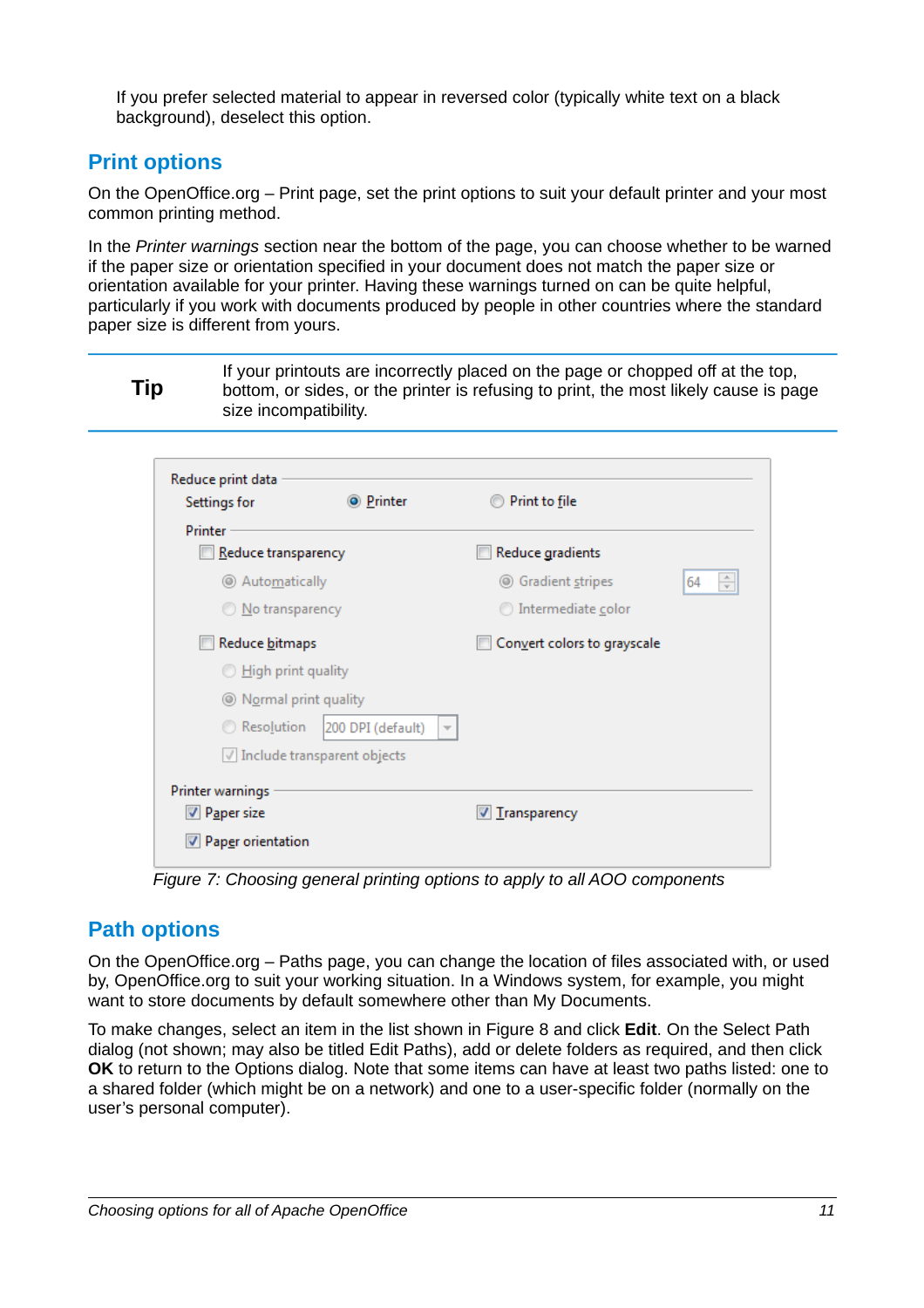If you prefer selected material to appear in reversed color (typically white text on a black background), deselect this option.

## Print options

On the OpenOffice.org – Print page, set the print options to suit your default printer and your most common printing method.

In the *Printer warnings* section near the bottom of the page, you can choose whether to be warned if the paper size or orientation specified in your document does not match the paper size or orientation available for your printer. Having these warnings turned on can be quite helpful, particularly if you work with documents produced by people in other countries where the standard paper size is different from yours.

| **Tip** | If your printouts are incorrectly placed on the page or chopped off at the top, bottom, or sides, or the printer is refusing to print, the most likely cause is page size incompatibility. |
|---|---|

*Figure 7: Choosing general printing options to apply to all AOO components*

## Path options

On the OpenOffice.org – Paths page, you can change the location of files associated with, or used by, OpenOffice.org to suit your working situation. In a Windows system, for example, you might want to store documents by default somewhere other than My Documents.

To make changes, select an item in the list shown in Figure 8 and click **Edit**. On the Select Path dialog (not shown; may also be titled Edit Paths), add or delete folders as required, and then click **OK** to return to the Options dialog. Note that some items can have at least two paths listed: one to a shared folder (which might be on a network) and one to a user-specific folder (normally on the user's personal computer).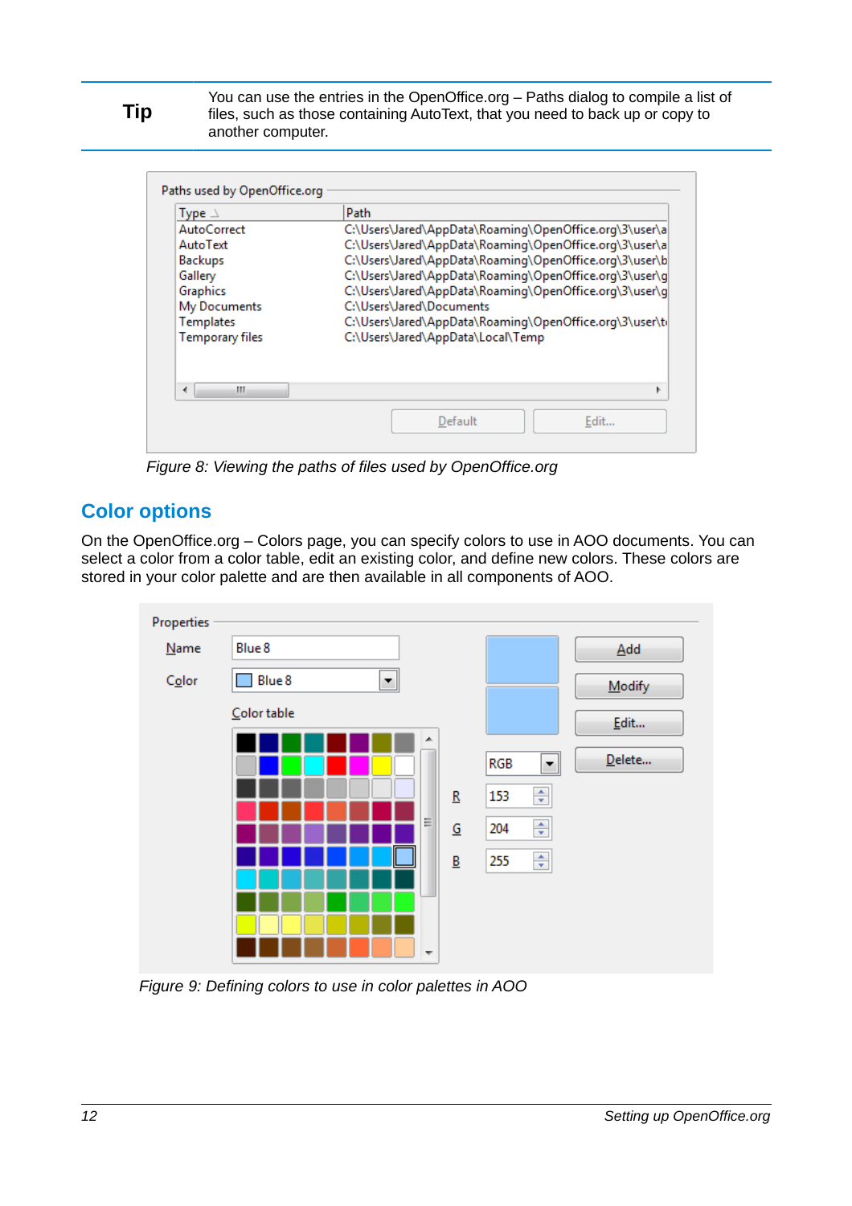**Tip**

You can use the entries in the OpenOffice.org – Paths dialog to compile a list of files, such as those containing AutoText, that you need to back up or copy to another computer.

*Figure 8: Viewing the paths of files used by OpenOffice.org*

## Color options

On the OpenOffice.org – Colors page, you can specify colors to use in AOO documents. You can select a color from a color table, edit an existing color, and define new colors. These colors are stored in your color palette and are then available in all components of AOO.

*Figure 9: Defining colors to use in color palettes in AOO*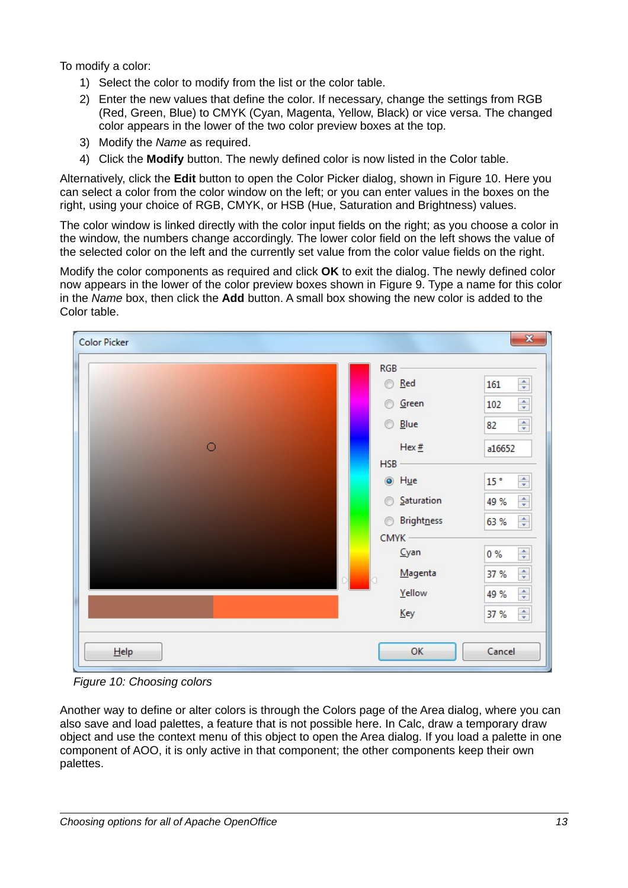To modify a color:

1) Select the color to modify from the list or the color table.
2) Enter the new values that define the color. If necessary, change the settings from RGB (Red, Green, Blue) to CMYK (Cyan, Magenta, Yellow, Black) or vice versa. The changed color appears in the lower of the two color preview boxes at the top.
3) Modify the *Name* as required.
4) Click the **Modify** button. The newly defined color is now listed in the Color table.

Alternatively, click the **Edit** button to open the Color Picker dialog, shown in Figure 10. Here you can select a color from the color window on the left; or you can enter values in the boxes on the right, using your choice of RGB, CMYK, or HSB (Hue, Saturation and Brightness) values.

The color window is linked directly with the color input fields on the right; as you choose a color in the window, the numbers change accordingly. The lower color field on the left shows the value of the selected color on the left and the currently set value from the color value fields on the right.

Modify the color components as required and click **OK** to exit the dialog. The newly defined color now appears in the lower of the color preview boxes shown in Figure 9. Type a name for this color in the *Name* box, then click the **Add** button. A small box showing the new color is added to the Color table.

*Figure 10: Choosing colors*

Another way to define or alter colors is through the Colors page of the Area dialog, where you can also save and load palettes, a feature that is not possible here. In Calc, draw a temporary draw object and use the context menu of this object to open the Area dialog. If you load a palette in one component of AOO, it is only active in that component; the other components keep their own palettes.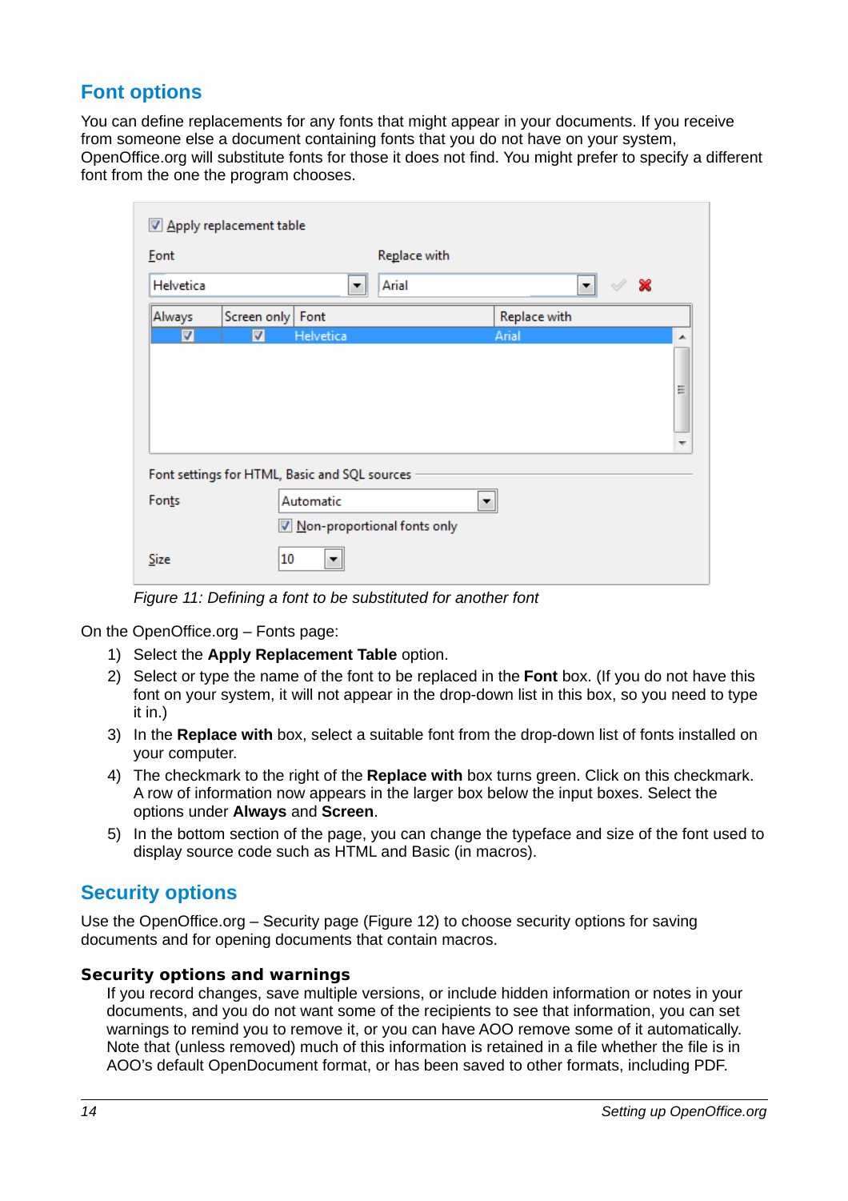## Font options

You can define replacements for any fonts that might appear in your documents. If you receive from someone else a document containing fonts that you do not have on your system, OpenOffice.org will substitute fonts for those it does not find. You might prefer to specify a different font from the one the program chooses.

*Figure 11: Defining a font to be substituted for another font*

On the OpenOffice.org – Fonts page:

1) Select the **Apply Replacement Table** option.
2) Select or type the name of the font to be replaced in the **Font** box. (If you do not have this font on your system, it will not appear in the drop-down list in this box, so you need to type it in.)
3) In the **Replace with** box, select a suitable font from the drop-down list of fonts installed on your computer.
4) The checkmark to the right of the **Replace with** box turns green. Click on this checkmark. A row of information now appears in the larger box below the input boxes. Select the options under **Always** and **Screen**.
5) In the bottom section of the page, you can change the typeface and size of the font used to display source code such as HTML and Basic (in macros).

## Security options

Use the OpenOffice.org – Security page (Figure 12) to choose security options for saving documents and for opening documents that contain macros.

### Security options and warnings

If you record changes, save multiple versions, or include hidden information or notes in your documents, and you do not want some of the recipients to see that information, you can set warnings to remind you to remove it, or you can have AOO remove some of it automatically. Note that (unless removed) much of this information is retained in a file whether the file is in AOO's default OpenDocument format, or has been saved to other formats, including PDF.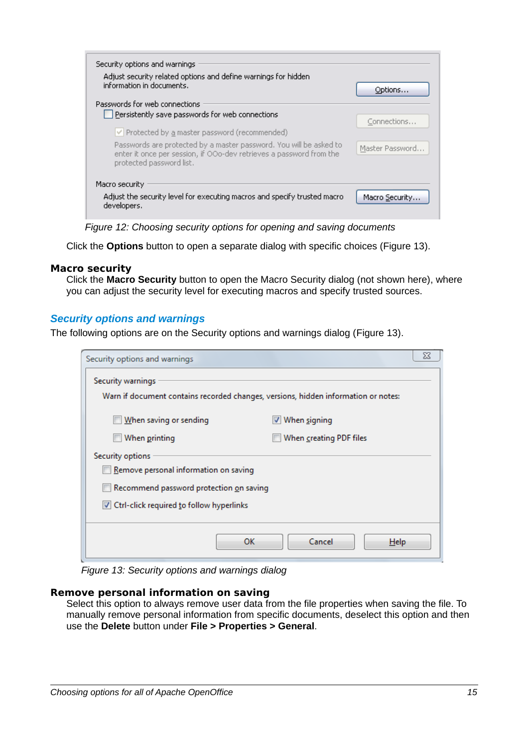Figure 12: Choosing security options for opening and saving documents

Click the **Options** button to open a separate dialog with specific choices (Figure 13).

**Macro security**

Click the **Macro Security** button to open the Macro Security dialog (not shown here), where you can adjust the security level for executing macros and specify trusted sources.

### *Security options and warnings*

The following options are on the Security options and warnings dialog (Figure 13).

Figure 13: Security options and warnings dialog

**Remove personal information on saving**

Select this option to always remove user data from the file properties when saving the file. To manually remove personal information from specific documents, deselect this option and then use the **Delete** button under **File > Properties > General**.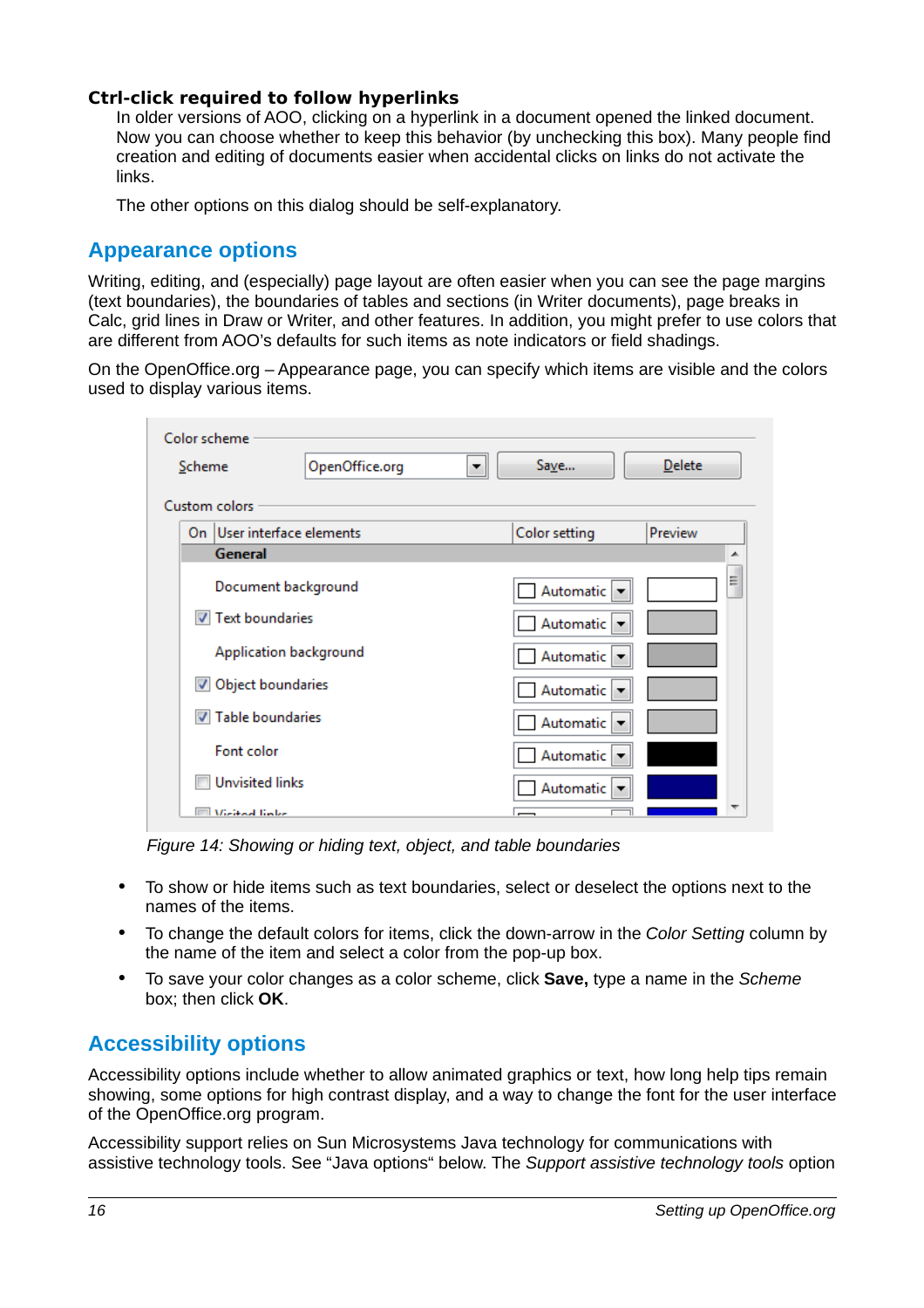**Ctrl-click required to follow hyperlinks**

In older versions of AOO, clicking on a hyperlink in a document opened the linked document. Now you can choose whether to keep this behavior (by unchecking this box). Many people find creation and editing of documents easier when accidental clicks on links do not activate the links.

The other options on this dialog should be self-explanatory.

## Appearance options

Writing, editing, and (especially) page layout are often easier when you can see the page margins (text boundaries), the boundaries of tables and sections (in Writer documents), page breaks in Calc, grid lines in Draw or Writer, and other features. In addition, you might prefer to use colors that are different from AOO's defaults for such items as note indicators or field shadings.

On the OpenOffice.org – Appearance page, you can specify which items are visible and the colors used to display various items.

*Figure 14: Showing or hiding text, object, and table boundaries*

- To show or hide items such as text boundaries, select or deselect the options next to the names of the items.
- To change the default colors for items, click the down-arrow in the *Color Setting* column by the name of the item and select a color from the pop-up box.
- To save your color changes as a color scheme, click **Save,** type a name in the *Scheme* box; then click **OK**.

## Accessibility options

Accessibility options include whether to allow animated graphics or text, how long help tips remain showing, some options for high contrast display, and a way to change the font for the user interface of the OpenOffice.org program.

Accessibility support relies on Sun Microsystems Java technology for communications with assistive technology tools. See "Java options" below. The *Support assistive technology tools* option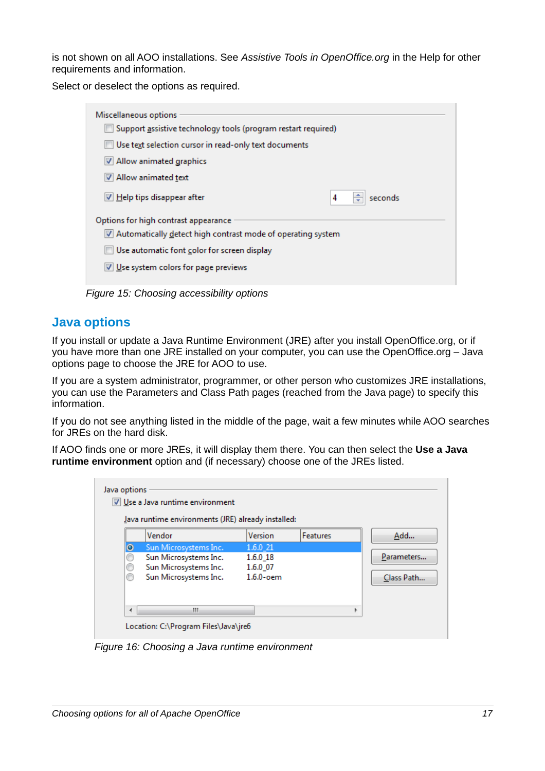is not shown on all AOO installations. See *Assistive Tools in OpenOffice.org* in the Help for other requirements and information.

Select or deselect the options as required.

*Figure 15: Choosing accessibility options*

## Java options

If you install or update a Java Runtime Environment (JRE) after you install OpenOffice.org, or if you have more than one JRE installed on your computer, you can use the OpenOffice.org – Java options page to choose the JRE for AOO to use.

If you are a system administrator, programmer, or other person who customizes JRE installations, you can use the Parameters and Class Path pages (reached from the Java page) to specify this information.

If you do not see anything listed in the middle of the page, wait a few minutes while AOO searches for JREs on the hard disk.

If AOO finds one or more JREs, it will display them there. You can then select the **Use a Java runtime environment** option and (if necessary) choose one of the JREs listed.

*Figure 16: Choosing a Java runtime environment*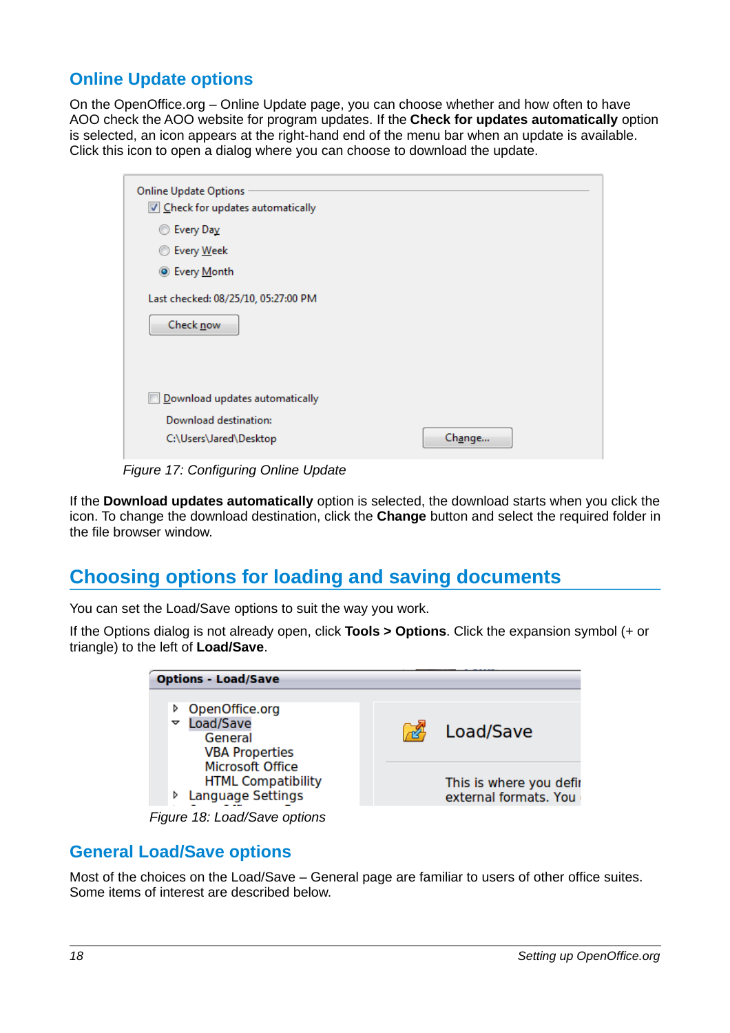## Online Update options

On the OpenOffice.org – Online Update page, you can choose whether and how often to have AOO check the AOO website for program updates. If the **Check for updates automatically** option is selected, an icon appears at the right-hand end of the menu bar when an update is available. Click this icon to open a dialog where you can choose to download the update.

*Figure 17: Configuring Online Update*

If the **Download updates automatically** option is selected, the download starts when you click the icon. To change the download destination, click the **Change** button and select the required folder in the file browser window.

# Choosing options for loading and saving documents

You can set the Load/Save options to suit the way you work.

If the Options dialog is not already open, click **Tools > Options**. Click the expansion symbol (+ or triangle) to the left of **Load/Save**.

*Figure 18: Load/Save options*

## General Load/Save options

Most of the choices on the Load/Save – General page are familiar to users of other office suites. Some items of interest are described below.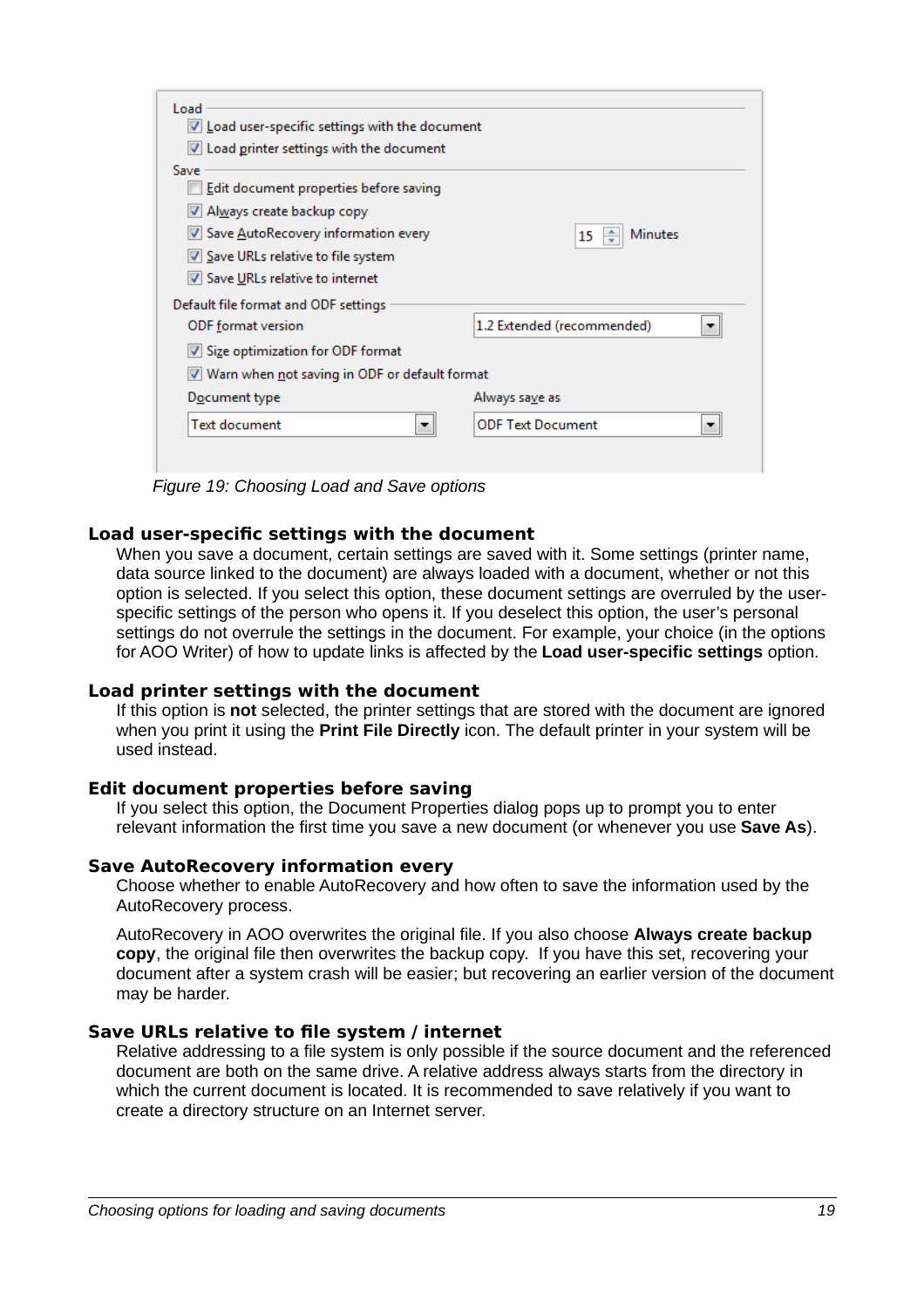*Figure 19: Choosing Load and Save options*

### Load user-specific settings with the document

When you save a document, certain settings are saved with it. Some settings (printer name, data source linked to the document) are always loaded with a document, whether or not this option is selected. If you select this option, these document settings are overruled by the user-specific settings of the person who opens it. If you deselect this option, the user's personal settings do not overrule the settings in the document. For example, your choice (in the options for AOO Writer) of how to update links is affected by the **Load user-specific settings** option.

### Load printer settings with the document

If this option is **not** selected, the printer settings that are stored with the document are ignored when you print it using the **Print File Directly** icon. The default printer in your system will be used instead.

### Edit document properties before saving

If you select this option, the Document Properties dialog pops up to prompt you to enter relevant information the first time you save a new document (or whenever you use **Save As**).

### Save AutoRecovery information every

Choose whether to enable AutoRecovery and how often to save the information used by the AutoRecovery process.

AutoRecovery in AOO overwrites the original file. If you also choose **Always create backup copy**, the original file then overwrites the backup copy. If you have this set, recovering your document after a system crash will be easier; but recovering an earlier version of the document may be harder.

### Save URLs relative to file system / internet

Relative addressing to a file system is only possible if the source document and the referenced document are both on the same drive. A relative address always starts from the directory in which the current document is located. It is recommended to save relatively if you want to create a directory structure on an Internet server.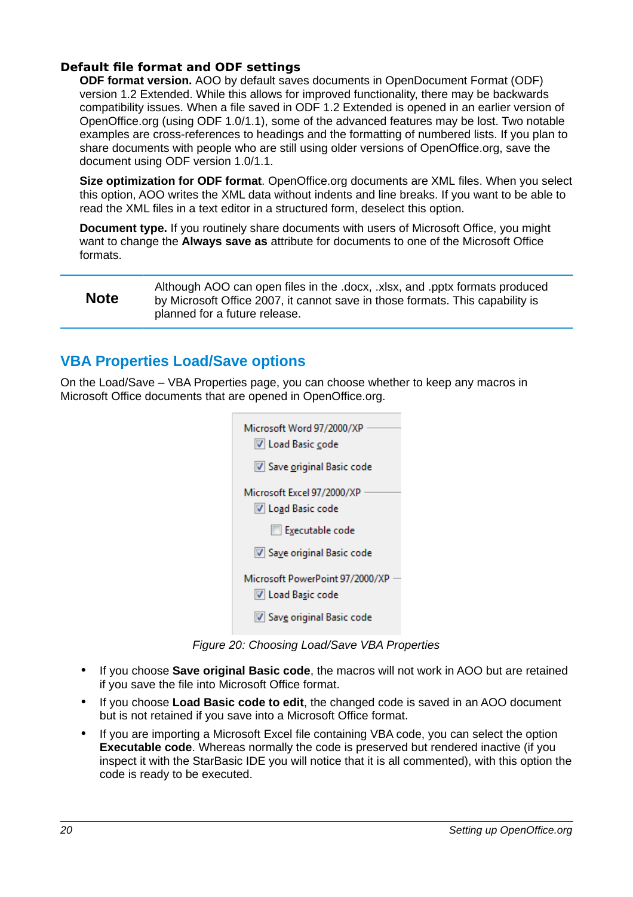### Default file format and ODF settings

**ODF format version.** AOO by default saves documents in OpenDocument Format (ODF) version 1.2 Extended. While this allows for improved functionality, there may be backwards compatibility issues. When a file saved in ODF 1.2 Extended is opened in an earlier version of OpenOffice.org (using ODF 1.0/1.1), some of the advanced features may be lost. Two notable examples are cross-references to headings and the formatting of numbered lists. If you plan to share documents with people who are still using older versions of OpenOffice.org, save the document using ODF version 1.0/1.1.

**Size optimization for ODF format**. OpenOffice.org documents are XML files. When you select this option, AOO writes the XML data without indents and line breaks. If you want to be able to read the XML files in a text editor in a structured form, deselect this option.

**Document type.** If you routinely share documents with users of Microsoft Office, you might want to change the **Always save as** attribute for documents to one of the Microsoft Office formats.

| **Note** | Although AOO can open files in the .docx, .xlsx, and .pptx formats produced by Microsoft Office 2007, it cannot save in those formats. This capability is planned for a future release. |
|---|---|

## VBA Properties Load/Save options

On the Load/Save – VBA Properties page, you can choose whether to keep any macros in Microsoft Office documents that are opened in OpenOffice.org.

Microsoft Word 97/2000/XP
- [x] Load Basic code
- [x] Save original Basic code

Microsoft Excel 97/2000/XP
- [x] Load Basic code
  - [ ] Executable code
- [x] Save original Basic code

Microsoft PowerPoint 97/2000/XP
- [x] Load Basic code
- [x] Save original Basic code

*Figure 20: Choosing Load/Save VBA Properties*

- If you choose **Save original Basic code**, the macros will not work in AOO but are retained if you save the file into Microsoft Office format.
- If you choose **Load Basic code to edit**, the changed code is saved in an AOO document but is not retained if you save into a Microsoft Office format.
- If you are importing a Microsoft Excel file containing VBA code, you can select the option **Executable code**. Whereas normally the code is preserved but rendered inactive (if you inspect it with the StarBasic IDE you will notice that it is all commented), with this option the code is ready to be executed.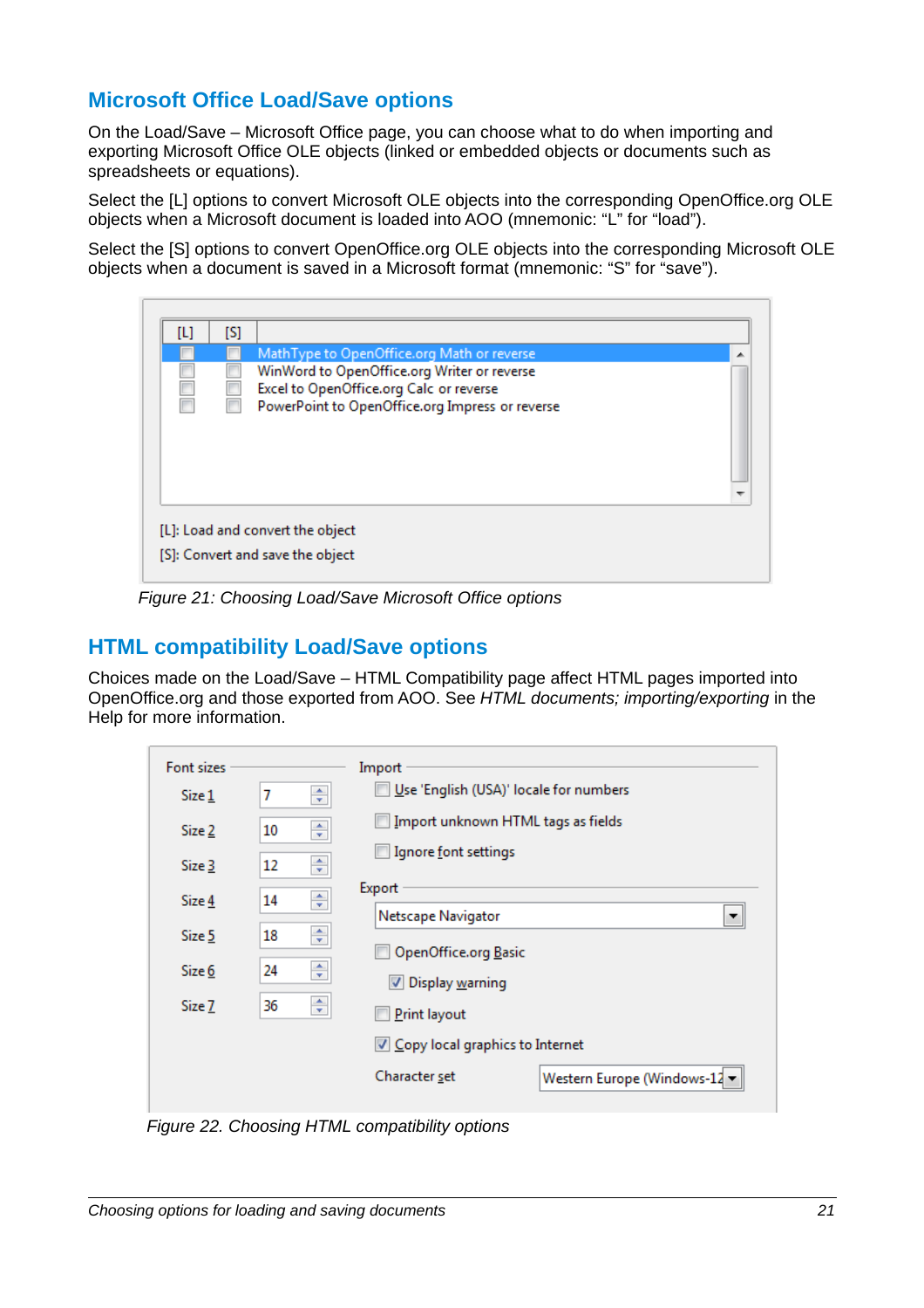## Microsoft Office Load/Save options

On the Load/Save – Microsoft Office page, you can choose what to do when importing and exporting Microsoft Office OLE objects (linked or embedded objects or documents such as spreadsheets or equations).

Select the [L] options to convert Microsoft OLE objects into the corresponding OpenOffice.org OLE objects when a Microsoft document is loaded into AOO (mnemonic: “L” for “load”).

Select the [S] options to convert OpenOffice.org OLE objects into the corresponding Microsoft OLE objects when a document is saved in a Microsoft format (mnemonic: “S” for “save”).

| [L] | [S] | |
|---|---|---|
| ☐ | ☐ | MathType to OpenOffice.org Math or reverse |
| ☐ | ☐ | WinWord to OpenOffice.org Writer or reverse |
| ☐ | ☐ | Excel to OpenOffice.org Calc or reverse |
| ☐ | ☐ | PowerPoint to OpenOffice.org Impress or reverse |

[L]: Load and convert the object

[S]: Convert and save the object

*Figure 21: Choosing Load/Save Microsoft Office options*

## HTML compatibility Load/Save options

Choices made on the Load/Save – HTML Compatibility page affect HTML pages imported into OpenOffice.org and those exported from AOO. See *HTML documents; importing/exporting* in the Help for more information.

**Font sizes**

| | |
|---|---|
| Size 1 | 7 |
| Size 2 | 10 |
| Size 3 | 12 |
| Size 4 | 14 |
| Size 5 | 18 |
| Size 6 | 24 |
| Size 7 | 36 |

**Import**

- ☐ Use 'English (USA)' locale for numbers
- ☐ Import unknown HTML tags as fields
- ☐ Ignore font settings

**Export**

Netscape Navigator

- ☐ OpenOffice.org Basic
  - ☑ Display warning
- ☐ Print layout
- ☑ Copy local graphics to Internet

Character set: Western Europe (Windows-12

*Figure 22. Choosing HTML compatibility options*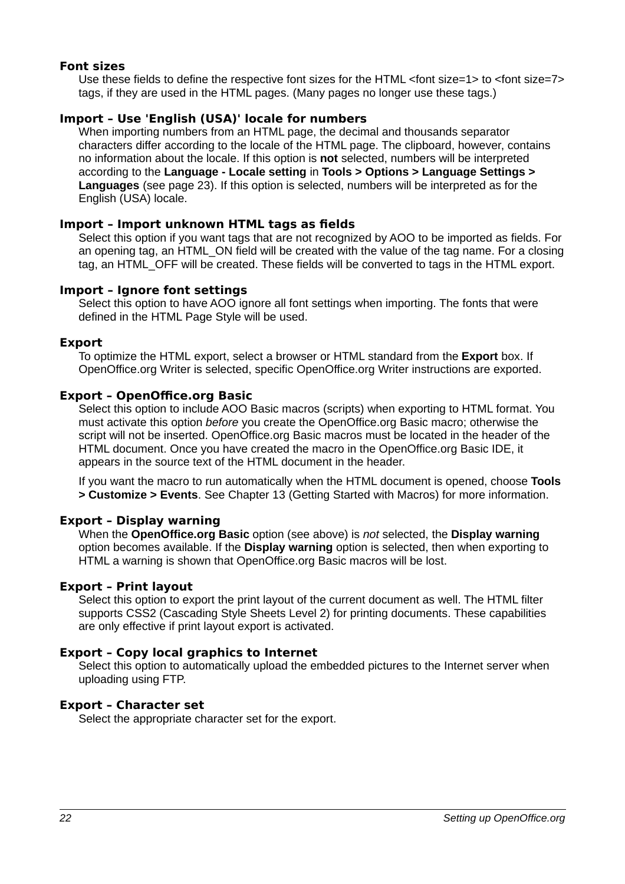**Font sizes**

Use these fields to define the respective font sizes for the HTML <font size=1> to <font size=7> tags, if they are used in the HTML pages. (Many pages no longer use these tags.)

**Import – Use 'English (USA)' locale for numbers**

When importing numbers from an HTML page, the decimal and thousands separator characters differ according to the locale of the HTML page. The clipboard, however, contains no information about the locale. If this option is **not** selected, numbers will be interpreted according to the **Language - Locale setting** in **Tools > Options > Language Settings > Languages** (see page 23). If this option is selected, numbers will be interpreted as for the English (USA) locale.

**Import – Import unknown HTML tags as fields**

Select this option if you want tags that are not recognized by AOO to be imported as fields. For an opening tag, an HTML_ON field will be created with the value of the tag name. For a closing tag, an HTML_OFF will be created. These fields will be converted to tags in the HTML export.

**Import – Ignore font settings**

Select this option to have AOO ignore all font settings when importing. The fonts that were defined in the HTML Page Style will be used.

**Export**

To optimize the HTML export, select a browser or HTML standard from the **Export** box. If OpenOffice.org Writer is selected, specific OpenOffice.org Writer instructions are exported.

**Export – OpenOffice.org Basic**

Select this option to include AOO Basic macros (scripts) when exporting to HTML format. You must activate this option *before* you create the OpenOffice.org Basic macro; otherwise the script will not be inserted. OpenOffice.org Basic macros must be located in the header of the HTML document. Once you have created the macro in the OpenOffice.org Basic IDE, it appears in the source text of the HTML document in the header.

If you want the macro to run automatically when the HTML document is opened, choose **Tools > Customize > Events**. See Chapter 13 (Getting Started with Macros) for more information.

**Export – Display warning**

When the **OpenOffice.org Basic** option (see above) is *not* selected, the **Display warning** option becomes available. If the **Display warning** option is selected, then when exporting to HTML a warning is shown that OpenOffice.org Basic macros will be lost.

**Export – Print layout**

Select this option to export the print layout of the current document as well. The HTML filter supports CSS2 (Cascading Style Sheets Level 2) for printing documents. These capabilities are only effective if print layout export is activated.

**Export – Copy local graphics to Internet**

Select this option to automatically upload the embedded pictures to the Internet server when uploading using FTP.

**Export – Character set**

Select the appropriate character set for the export.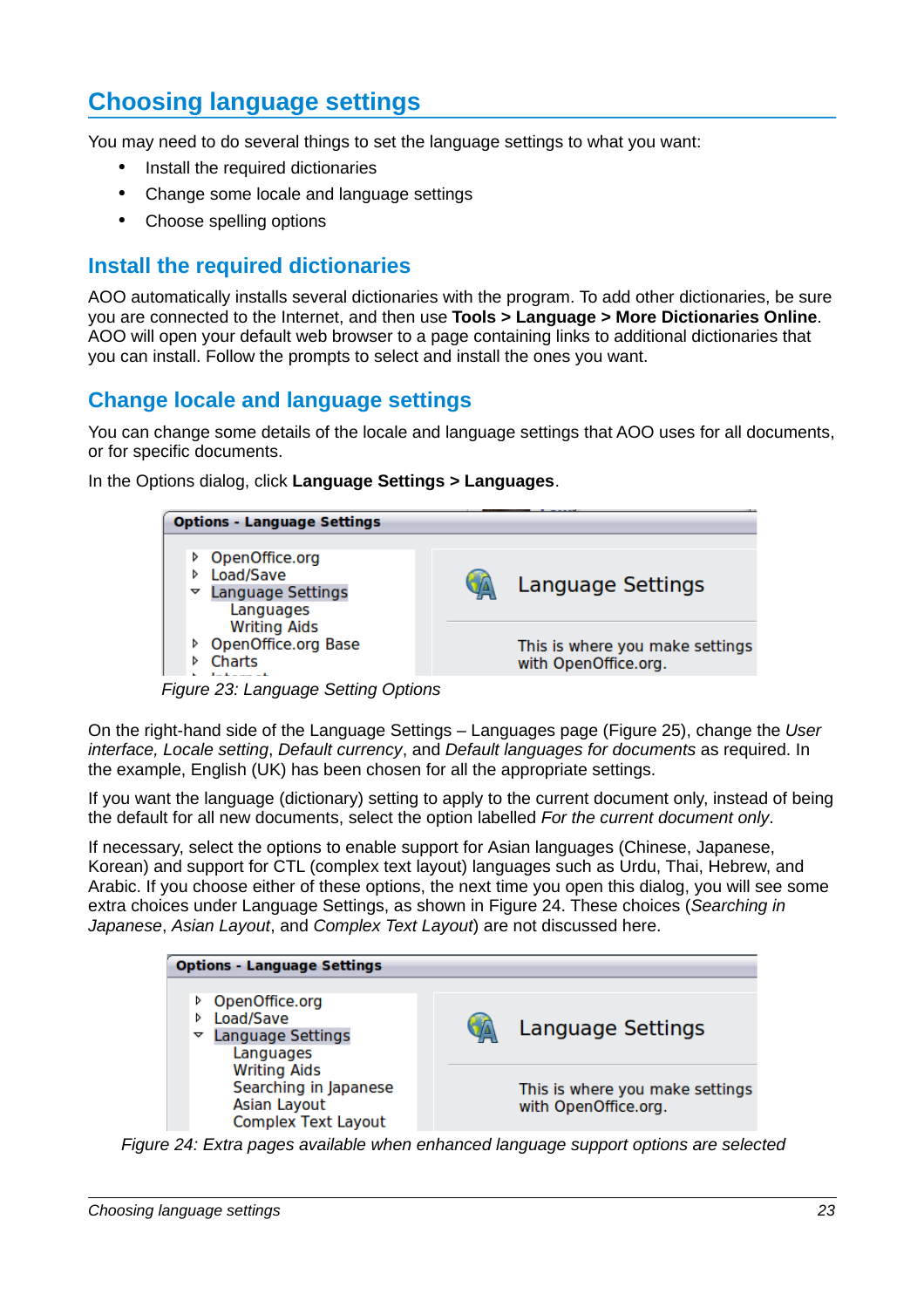# Choosing language settings

You may need to do several things to set the language settings to what you want:

- Install the required dictionaries
- Change some locale and language settings
- Choose spelling options

## Install the required dictionaries

AOO automatically installs several dictionaries with the program. To add other dictionaries, be sure you are connected to the Internet, and then use **Tools > Language > More Dictionaries Online**. AOO will open your default web browser to a page containing links to additional dictionaries that you can install. Follow the prompts to select and install the ones you want.

## Change locale and language settings

You can change some details of the locale and language settings that AOO uses for all documents, or for specific documents.

In the Options dialog, click **Language Settings > Languages**.

*Figure 23: Language Setting Options*

On the right-hand side of the Language Settings – Languages page (Figure 25), change the *User interface, Locale setting*, *Default currency*, and *Default languages for documents* as required. In the example, English (UK) has been chosen for all the appropriate settings.

If you want the language (dictionary) setting to apply to the current document only, instead of being the default for all new documents, select the option labelled *For the current document only*.

If necessary, select the options to enable support for Asian languages (Chinese, Japanese, Korean) and support for CTL (complex text layout) languages such as Urdu, Thai, Hebrew, and Arabic. If you choose either of these options, the next time you open this dialog, you will see some extra choices under Language Settings, as shown in Figure 24. These choices (*Searching in Japanese*, *Asian Layout*, and *Complex Text Layout*) are not discussed here.

*Figure 24: Extra pages available when enhanced language support options are selected*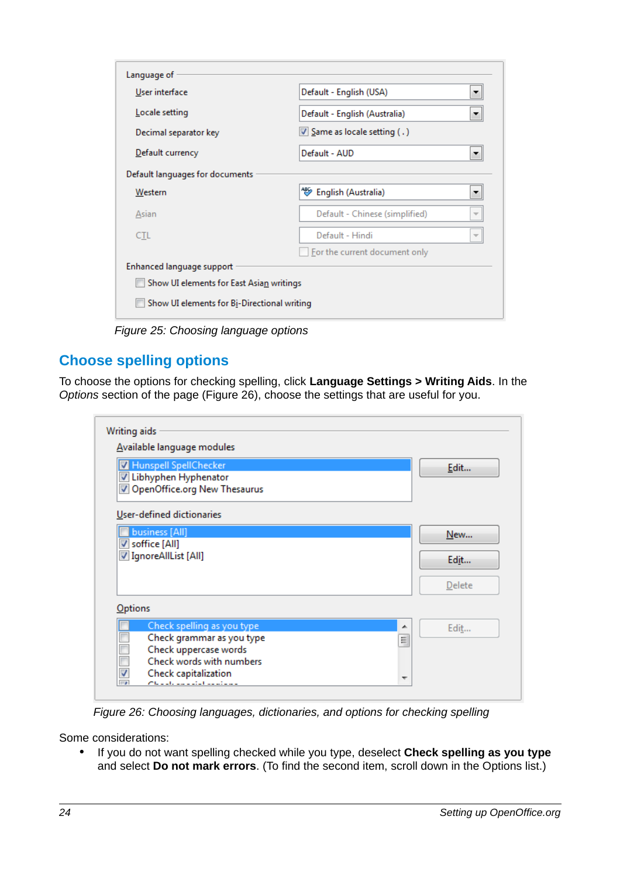Figure 25: Choosing language options

## Choose spelling options

To choose the options for checking spelling, click **Language Settings > Writing Aids**. In the *Options* section of the page (Figure 26), choose the settings that are useful for you.

Figure 26: Choosing languages, dictionaries, and options for checking spelling

Some considerations:

- If you do not want spelling checked while you type, deselect **Check spelling as you type** and select **Do not mark errors**. (To find the second item, scroll down in the Options list.)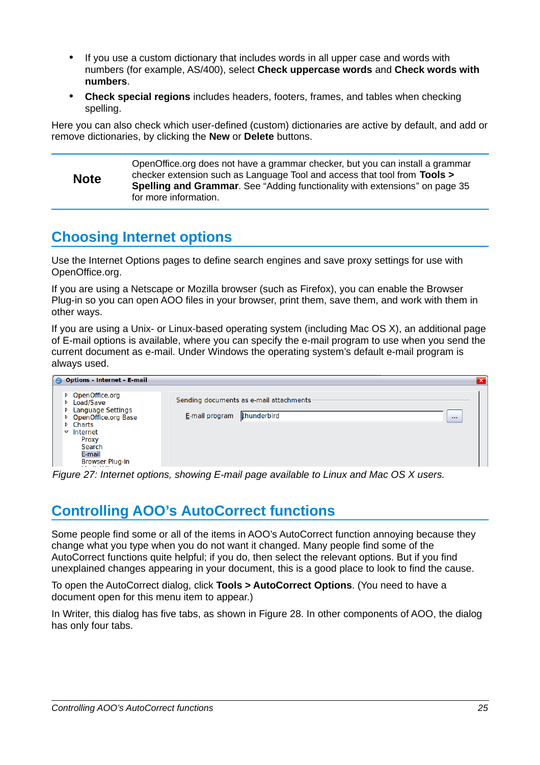- If you use a custom dictionary that includes words in all upper case and words with numbers (for example, AS/400), select **Check uppercase words** and **Check words with numbers**.
- **Check special regions** includes headers, footers, frames, and tables when checking spelling.

Here you can also check which user-defined (custom) dictionaries are active by default, and add or remove dictionaries, by clicking the **New** or **Delete** buttons.

| **Note** | OpenOffice.org does not have a grammar checker, but you can install a grammar checker extension such as Language Tool and access that tool from **Tools > Spelling and Grammar**. See "Adding functionality with extensions" on page 35 for more information. |
|---|---|

## Choosing Internet options

Use the Internet Options pages to define search engines and save proxy settings for use with OpenOffice.org.

If you are using a Netscape or Mozilla browser (such as Firefox), you can enable the Browser Plug-in so you can open AOO files in your browser, print them, save them, and work with them in other ways.

If you are using a Unix- or Linux-based operating system (including Mac OS X), an additional page of E-mail options is available, where you can specify the e-mail program to use when you send the current document as e-mail. Under Windows the operating system's default e-mail program is always used.

*Figure 27: Internet options, showing E-mail page available to Linux and Mac OS X users.*

## Controlling AOO's AutoCorrect functions

Some people find some or all of the items in AOO's AutoCorrect function annoying because they change what you type when you do not want it changed. Many people find some of the AutoCorrect functions quite helpful; if you do, then select the relevant options. But if you find unexplained changes appearing in your document, this is a good place to look to find the cause.

To open the AutoCorrect dialog, click **Tools > AutoCorrect Options**. (You need to have a document open for this menu item to appear.)

In Writer, this dialog has five tabs, as shown in Figure 28. In other components of AOO, the dialog has only four tabs.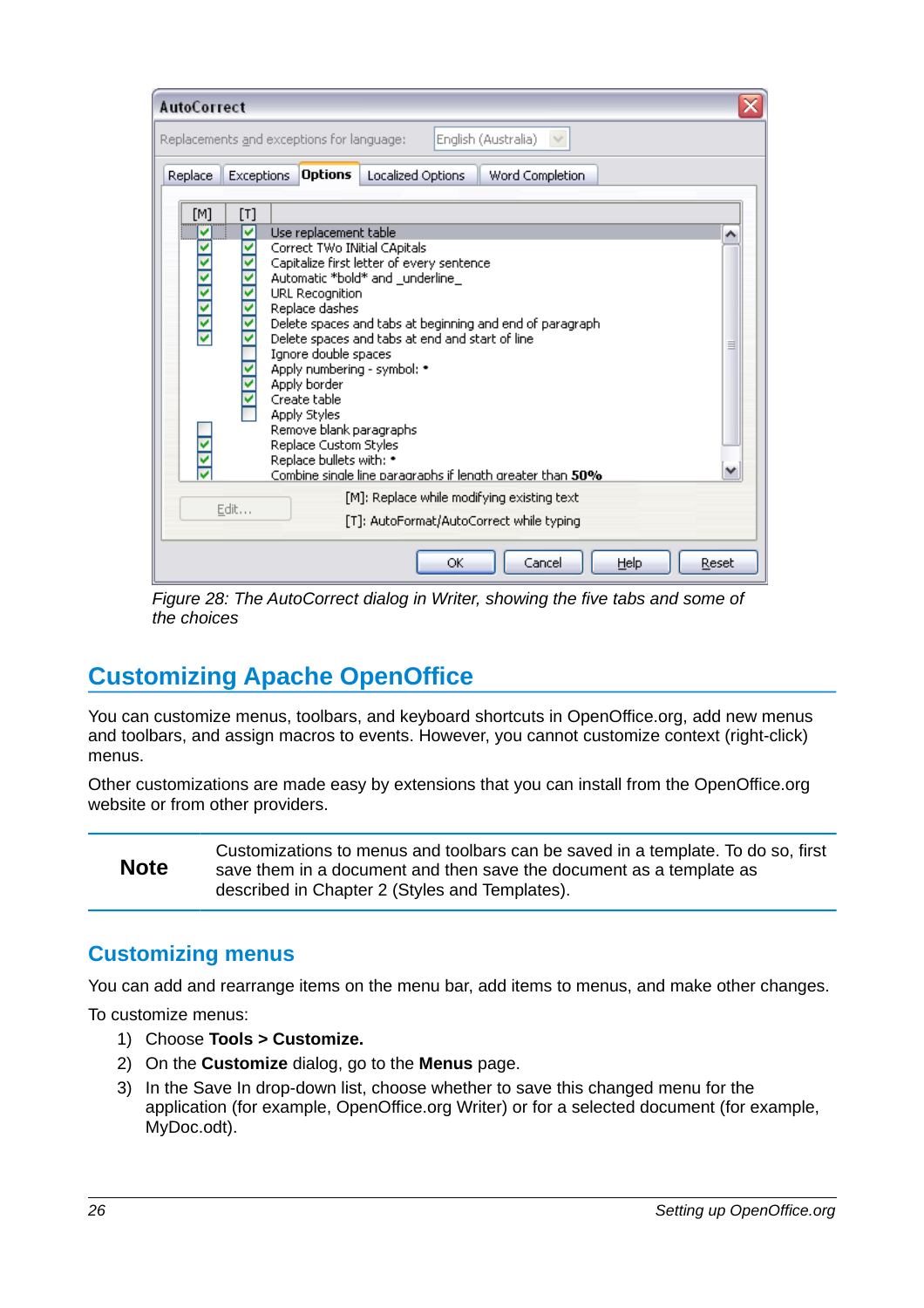*Figure 28: The AutoCorrect dialog in Writer, showing the five tabs and some of the choices*

## Customizing Apache OpenOffice

You can customize menus, toolbars, and keyboard shortcuts in OpenOffice.org, add new menus and toolbars, and assign macros to events. However, you cannot customize context (right-click) menus.

Other customizations are made easy by extensions that you can install from the OpenOffice.org website or from other providers.

| **Note** | Customizations to menus and toolbars can be saved in a template. To do so, first save them in a document and then save the document as a template as described in Chapter 2 (Styles and Templates). |
|---|---|

### Customizing menus

You can add and rearrange items on the menu bar, add items to menus, and make other changes.

To customize menus:

1) Choose **Tools > Customize.**
2) On the **Customize** dialog, go to the **Menus** page.
3) In the Save In drop-down list, choose whether to save this changed menu for the application (for example, OpenOffice.org Writer) or for a selected document (for example, MyDoc.odt).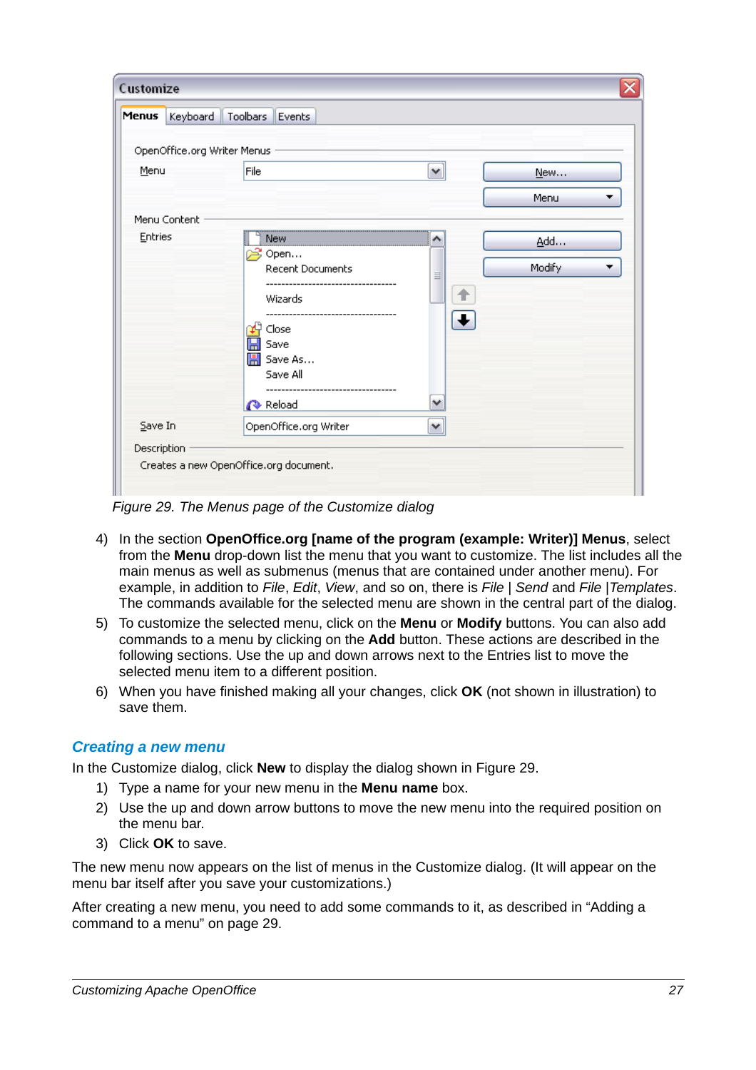*Figure 29. The Menus page of the Customize dialog*

4) In the section **OpenOffice.org [name of the program (example: Writer)] Menus**, select from the **Menu** drop-down list the menu that you want to customize. The list includes all the main menus as well as submenus (menus that are contained under another menu). For example, in addition to *File*, *Edit*, *View*, and so on, there is *File* | *Send* and *File* |*Templates*. The commands available for the selected menu are shown in the central part of the dialog.
5) To customize the selected menu, click on the **Menu** or **Modify** buttons. You can also add commands to a menu by clicking on the **Add** button. These actions are described in the following sections. Use the up and down arrows next to the Entries list to move the selected menu item to a different position.
6) When you have finished making all your changes, click **OK** (not shown in illustration) to save them.

### Creating a new menu

In the Customize dialog, click **New** to display the dialog shown in Figure 29.

1) Type a name for your new menu in the **Menu name** box.
2) Use the up and down arrow buttons to move the new menu into the required position on the menu bar.
3) Click **OK** to save.

The new menu now appears on the list of menus in the Customize dialog. (It will appear on the menu bar itself after you save your customizations.)

After creating a new menu, you need to add some commands to it, as described in “Adding a command to a menu” on page 29.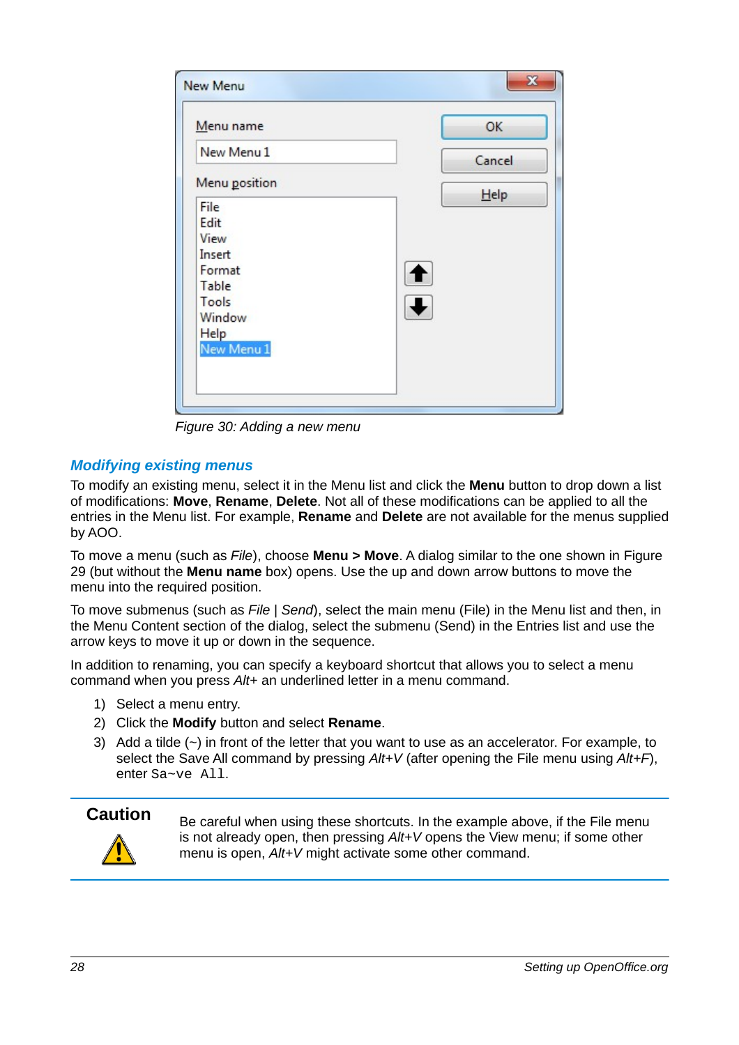Figure 30: Adding a new menu

### *Modifying existing menus*

To modify an existing menu, select it in the Menu list and click the **Menu** button to drop down a list of modifications: **Move**, **Rename**, **Delete**. Not all of these modifications can be applied to all the entries in the Menu list. For example, **Rename** and **Delete** are not available for the menus supplied by AOO.

To move a menu (such as *File*), choose **Menu > Move**. A dialog similar to the one shown in Figure 29 (but without the **Menu name** box) opens. Use the up and down arrow buttons to move the menu into the required position.

To move submenus (such as *File* | *Send*), select the main menu (File) in the Menu list and then, in the Menu Content section of the dialog, select the submenu (Send) in the Entries list and use the arrow keys to move it up or down in the sequence.

In addition to renaming, you can specify a keyboard shortcut that allows you to select a menu command when you press *Alt*+ an underlined letter in a menu command.

1) Select a menu entry.
2) Click the **Modify** button and select **Rename**.
3) Add a tilde (~) in front of the letter that you want to use as an accelerator. For example, to select the Save All command by pressing *Alt+V* (after opening the File menu using *Alt+F*), enter `Sa~ve All`.

**Caution**

Be careful when using these shortcuts. In the example above, if the File menu is not already open, then pressing *Alt+V* opens the View menu; if some other menu is open, *Alt+V* might activate some other command.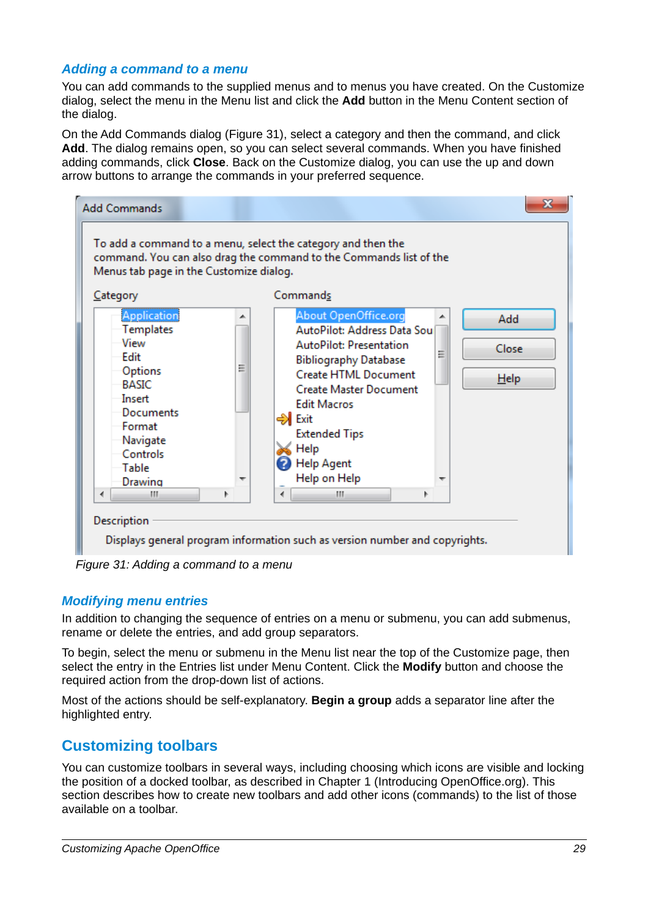### Adding a command to a menu

You can add commands to the supplied menus and to menus you have created. On the Customize dialog, select the menu in the Menu list and click the **Add** button in the Menu Content section of the dialog.

On the Add Commands dialog (Figure 31), select a category and then the command, and click **Add**. The dialog remains open, so you can select several commands. When you have finished adding commands, click **Close**. Back on the Customize dialog, you can use the up and down arrow buttons to arrange the commands in your preferred sequence.

*Figure 31: Adding a command to a menu*

### Modifying menu entries

In addition to changing the sequence of entries on a menu or submenu, you can add submenus, rename or delete the entries, and add group separators.

To begin, select the menu or submenu in the Menu list near the top of the Customize page, then select the entry in the Entries list under Menu Content. Click the **Modify** button and choose the required action from the drop-down list of actions.

Most of the actions should be self-explanatory. **Begin a group** adds a separator line after the highlighted entry.

## Customizing toolbars

You can customize toolbars in several ways, including choosing which icons are visible and locking the position of a docked toolbar, as described in Chapter 1 (Introducing OpenOffice.org). This section describes how to create new toolbars and add other icons (commands) to the list of those available on a toolbar.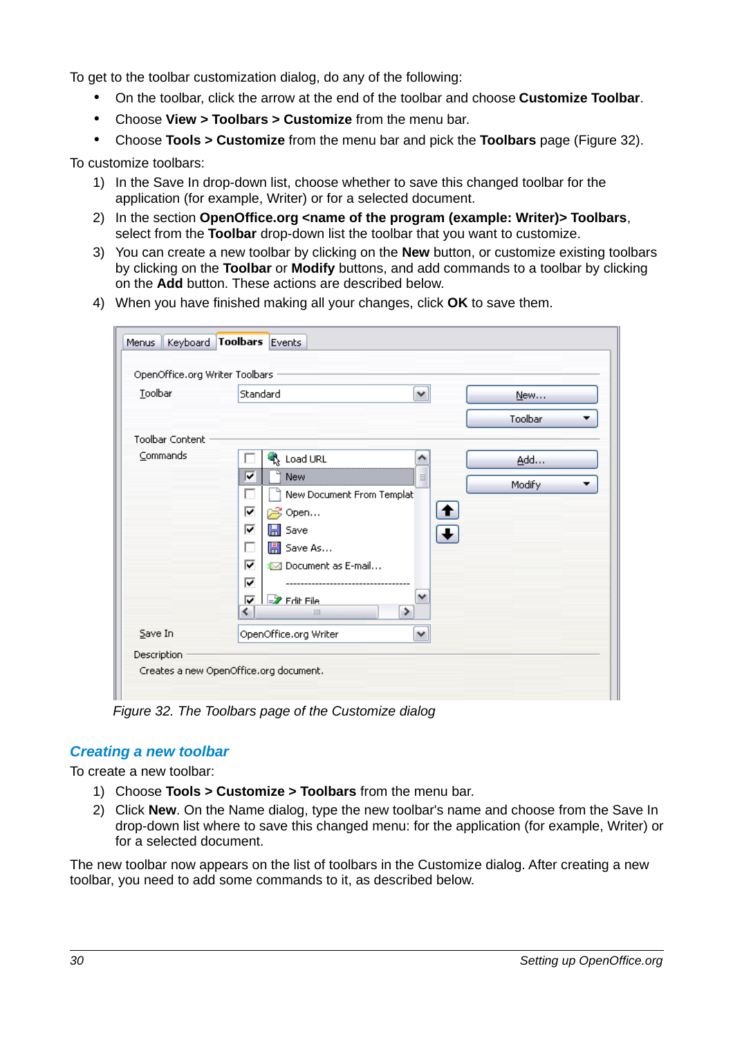To get to the toolbar customization dialog, do any of the following:

- On the toolbar, click the arrow at the end of the toolbar and choose **Customize Toolbar**.
- Choose **View > Toolbars > Customize** from the menu bar.
- Choose **Tools > Customize** from the menu bar and pick the **Toolbars** page (Figure 32).

To customize toolbars:

1) In the Save In drop-down list, choose whether to save this changed toolbar for the application (for example, Writer) or for a selected document.
2) In the section **OpenOffice.org <name of the program (example: Writer)> Toolbars**, select from the **Toolbar** drop-down list the toolbar that you want to customize.
3) You can create a new toolbar by clicking on the **New** button, or customize existing toolbars by clicking on the **Toolbar** or **Modify** buttons, and add commands to a toolbar by clicking on the **Add** button. These actions are described below.
4) When you have finished making all your changes, click **OK** to save them.

*Figure 32. The Toolbars page of the Customize dialog*

## *Creating a new toolbar*

To create a new toolbar:

1) Choose **Tools > Customize > Toolbars** from the menu bar.
2) Click **New**. On the Name dialog, type the new toolbar's name and choose from the Save In drop-down list where to save this changed menu: for the application (for example, Writer) or for a selected document.

The new toolbar now appears on the list of toolbars in the Customize dialog. After creating a new toolbar, you need to add some commands to it, as described below.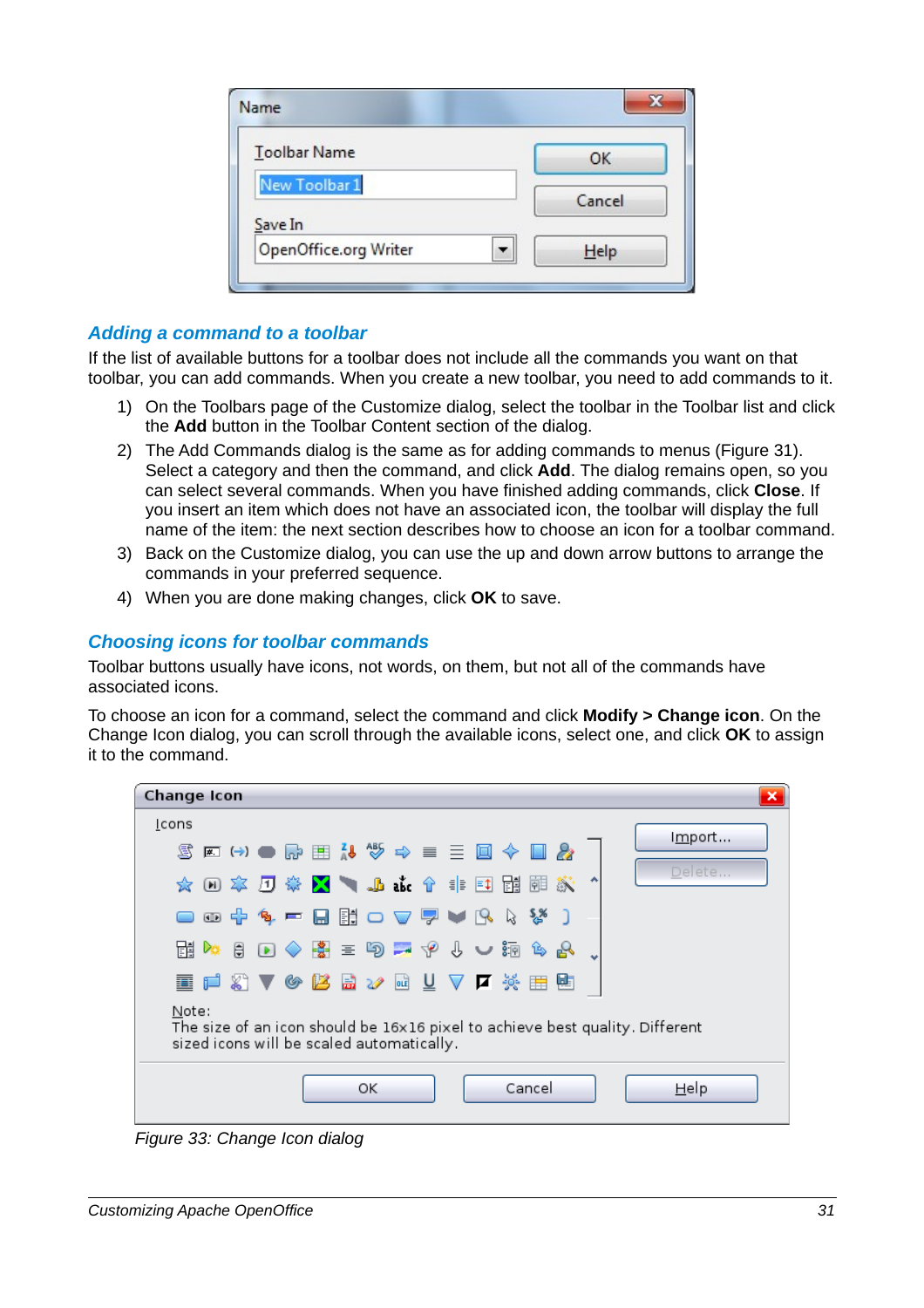## Adding a command to a toolbar

If the list of available buttons for a toolbar does not include all the commands you want on that toolbar, you can add commands. When you create a new toolbar, you need to add commands to it.

1) On the Toolbars page of the Customize dialog, select the toolbar in the Toolbar list and click the **Add** button in the Toolbar Content section of the dialog.
2) The Add Commands dialog is the same as for adding commands to menus (Figure 31). Select a category and then the command, and click **Add**. The dialog remains open, so you can select several commands. When you have finished adding commands, click **Close**. If you insert an item which does not have an associated icon, the toolbar will display the full name of the item: the next section describes how to choose an icon for a toolbar command.
3) Back on the Customize dialog, you can use the up and down arrow buttons to arrange the commands in your preferred sequence.
4) When you are done making changes, click **OK** to save.

## Choosing icons for toolbar commands

Toolbar buttons usually have icons, not words, on them, but not all of the commands have associated icons.

To choose an icon for a command, select the command and click **Modify > Change icon**. On the Change Icon dialog, you can scroll through the available icons, select one, and click **OK** to assign it to the command.

*Figure 33: Change Icon dialog*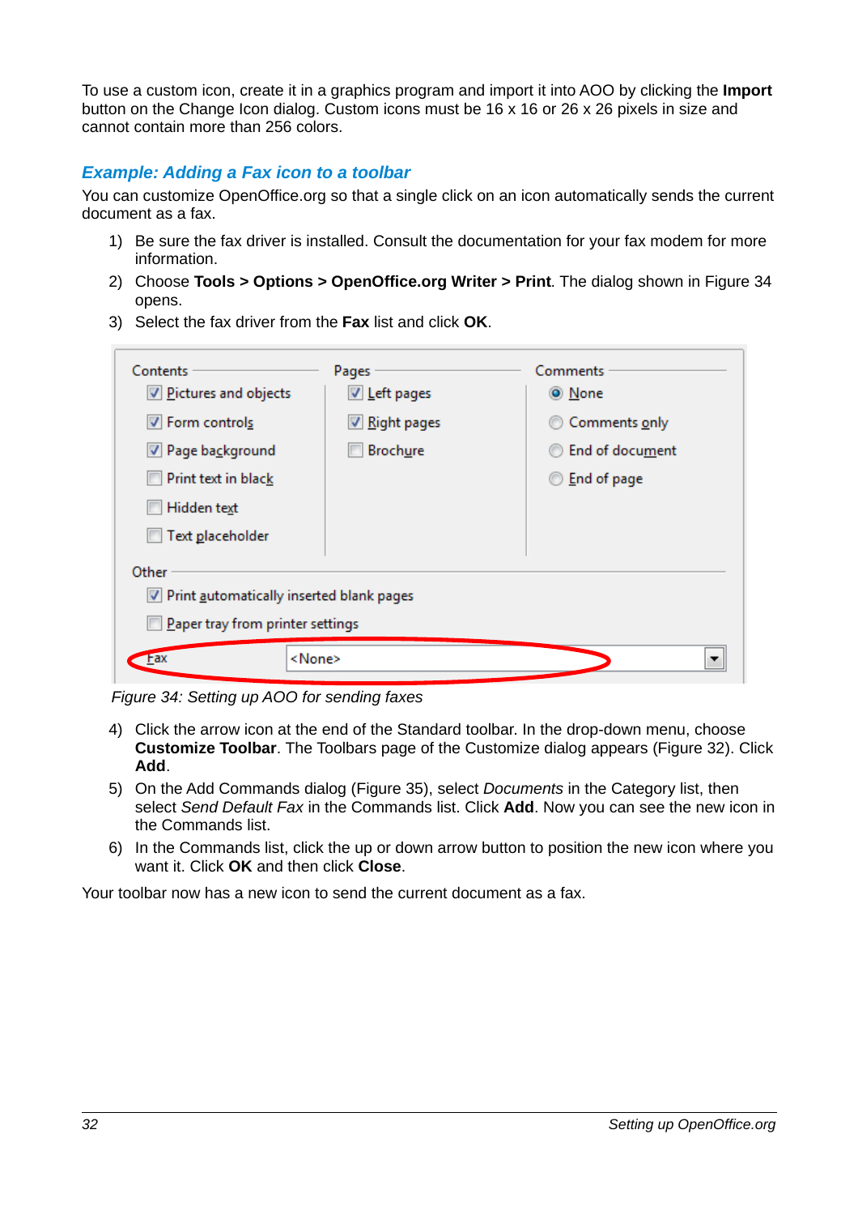To use a custom icon, create it in a graphics program and import it into AOO by clicking the **Import** button on the Change Icon dialog. Custom icons must be 16 x 16 or 26 x 26 pixels in size and cannot contain more than 256 colors.

### *Example: Adding a Fax icon to a toolbar*

You can customize OpenOffice.org so that a single click on an icon automatically sends the current document as a fax.

1) Be sure the fax driver is installed. Consult the documentation for your fax modem for more information.
2) Choose **Tools > Options > OpenOffice.org Writer > Print**. The dialog shown in Figure 34 opens.
3) Select the fax driver from the **Fax** list and click **OK**.

*Figure 34: Setting up AOO for sending faxes*

4) Click the arrow icon at the end of the Standard toolbar. In the drop-down menu, choose **Customize Toolbar**. The Toolbars page of the Customize dialog appears (Figure 32). Click **Add**.
5) On the Add Commands dialog (Figure 35), select *Documents* in the Category list, then select *Send Default Fax* in the Commands list. Click **Add**. Now you can see the new icon in the Commands list.
6) In the Commands list, click the up or down arrow button to position the new icon where you want it. Click **OK** and then click **Close**.

Your toolbar now has a new icon to send the current document as a fax.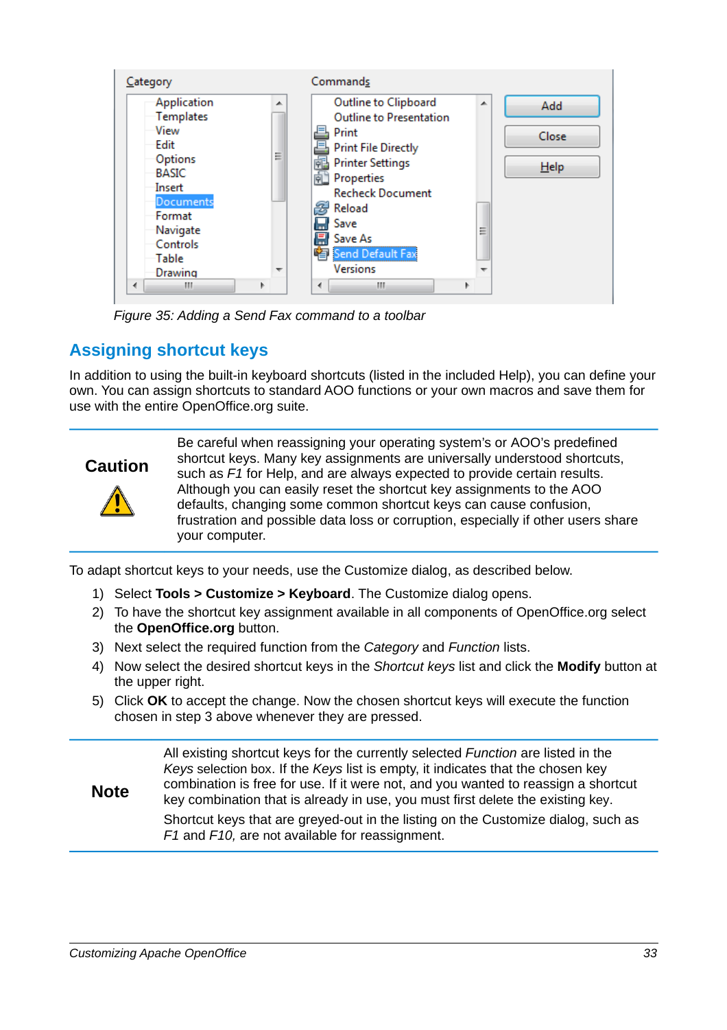Figure 35: Adding a Send Fax command to a toolbar

## Assigning shortcut keys

In addition to using the built-in keyboard shortcuts (listed in the included Help), you can define your own. You can assign shortcuts to standard AOO functions or your own macros and save them for use with the entire OpenOffice.org suite.

| **Caution** | Be careful when reassigning your operating system's or AOO's predefined shortcut keys. Many key assignments are universally understood shortcuts, such as *F1* for Help, and are always expected to provide certain results. Although you can easily reset the shortcut key assignments to the AOO defaults, changing some common shortcut keys can cause confusion, frustration and possible data loss or corruption, especially if other users share your computer. |
|---|---|

To adapt shortcut keys to your needs, use the Customize dialog, as described below.

1) Select **Tools > Customize > Keyboard**. The Customize dialog opens.
2) To have the shortcut key assignment available in all components of OpenOffice.org select the **OpenOffice.org** button.
3) Next select the required function from the *Category* and *Function* lists.
4) Now select the desired shortcut keys in the *Shortcut keys* list and click the **Modify** button at the upper right.
5) Click **OK** to accept the change. Now the chosen shortcut keys will execute the function chosen in step 3 above whenever they are pressed.

| **Note** | All existing shortcut keys for the currently selected *Function* are listed in the *Keys* selection box. If the *Keys* list is empty, it indicates that the chosen key combination is free for use. If it were not, and you wanted to reassign a shortcut key combination that is already in use, you must first delete the existing key.<br><br>Shortcut keys that are greyed-out in the listing on the Customize dialog, such as *F1* and *F10,* are not available for reassignment. |
|---|---|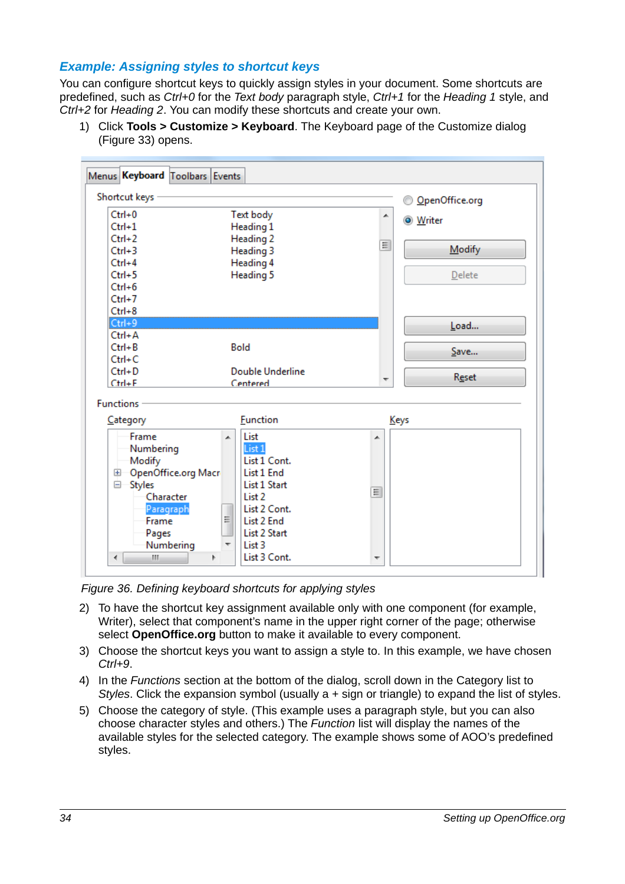### *Example: Assigning styles to shortcut keys*

You can configure shortcut keys to quickly assign styles in your document. Some shortcuts are predefined, such as *Ctrl+0* for the *Text body* paragraph style, *Ctrl+1* for the *Heading 1* style, and *Ctrl+2* for *Heading 2*. You can modify these shortcuts and create your own.

1) Click **Tools > Customize > Keyboard**. The Keyboard page of the Customize dialog (Figure 33) opens.

*Figure 36. Defining keyboard shortcuts for applying styles*

2) To have the shortcut key assignment available only with one component (for example, Writer), select that component's name in the upper right corner of the page; otherwise select **OpenOffice.org** button to make it available to every component.

3) Choose the shortcut keys you want to assign a style to. In this example, we have chosen *Ctrl+9*.

4) In the *Functions* section at the bottom of the dialog, scroll down in the Category list to *Styles*. Click the expansion symbol (usually a + sign or triangle) to expand the list of styles.

5) Choose the category of style. (This example uses a paragraph style, but you can also choose character styles and others.) The *Function* list will display the names of the available styles for the selected category. The example shows some of AOO's predefined styles.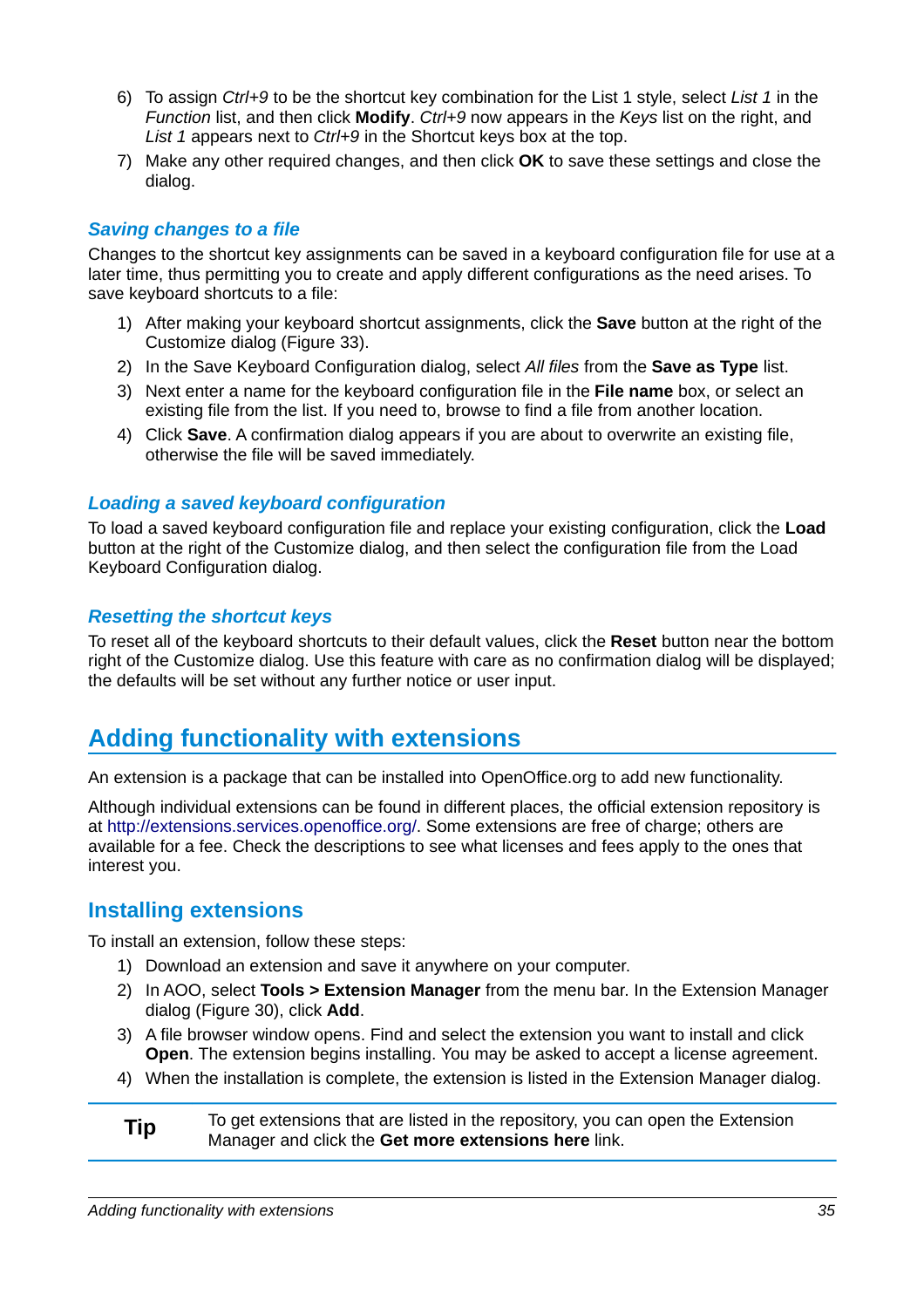6) To assign *Ctrl+9* to be the shortcut key combination for the List 1 style, select *List 1* in the *Function* list, and then click **Modify**. *Ctrl+9* now appears in the *Keys* list on the right, and *List 1* appears next to *Ctrl+9* in the Shortcut keys box at the top.
7) Make any other required changes, and then click **OK** to save these settings and close the dialog.

### *Saving changes to a file*

Changes to the shortcut key assignments can be saved in a keyboard configuration file for use at a later time, thus permitting you to create and apply different configurations as the need arises. To save keyboard shortcuts to a file:

1) After making your keyboard shortcut assignments, click the **Save** button at the right of the Customize dialog (Figure 33).
2) In the Save Keyboard Configuration dialog, select *All files* from the **Save as Type** list.
3) Next enter a name for the keyboard configuration file in the **File name** box, or select an existing file from the list. If you need to, browse to find a file from another location.
4) Click **Save**. A confirmation dialog appears if you are about to overwrite an existing file, otherwise the file will be saved immediately.

### *Loading a saved keyboard configuration*

To load a saved keyboard configuration file and replace your existing configuration, click the **Load** button at the right of the Customize dialog, and then select the configuration file from the Load Keyboard Configuration dialog.

### *Resetting the shortcut keys*

To reset all of the keyboard shortcuts to their default values, click the **Reset** button near the bottom right of the Customize dialog. Use this feature with care as no confirmation dialog will be displayed; the defaults will be set without any further notice or user input.

# Adding functionality with extensions

An extension is a package that can be installed into OpenOffice.org to add new functionality.

Although individual extensions can be found in different places, the official extension repository is at http://extensions.services.openoffice.org/. Some extensions are free of charge; others are available for a fee. Check the descriptions to see what licenses and fees apply to the ones that interest you.

## Installing extensions

To install an extension, follow these steps:

1) Download an extension and save it anywhere on your computer.
2) In AOO, select **Tools > Extension Manager** from the menu bar. In the Extension Manager dialog (Figure 30), click **Add**.
3) A file browser window opens. Find and select the extension you want to install and click **Open**. The extension begins installing. You may be asked to accept a license agreement.
4) When the installation is complete, the extension is listed in the Extension Manager dialog.

| **Tip** | To get extensions that are listed in the repository, you can open the Extension Manager and click the **Get more extensions here** link. |
|---|---|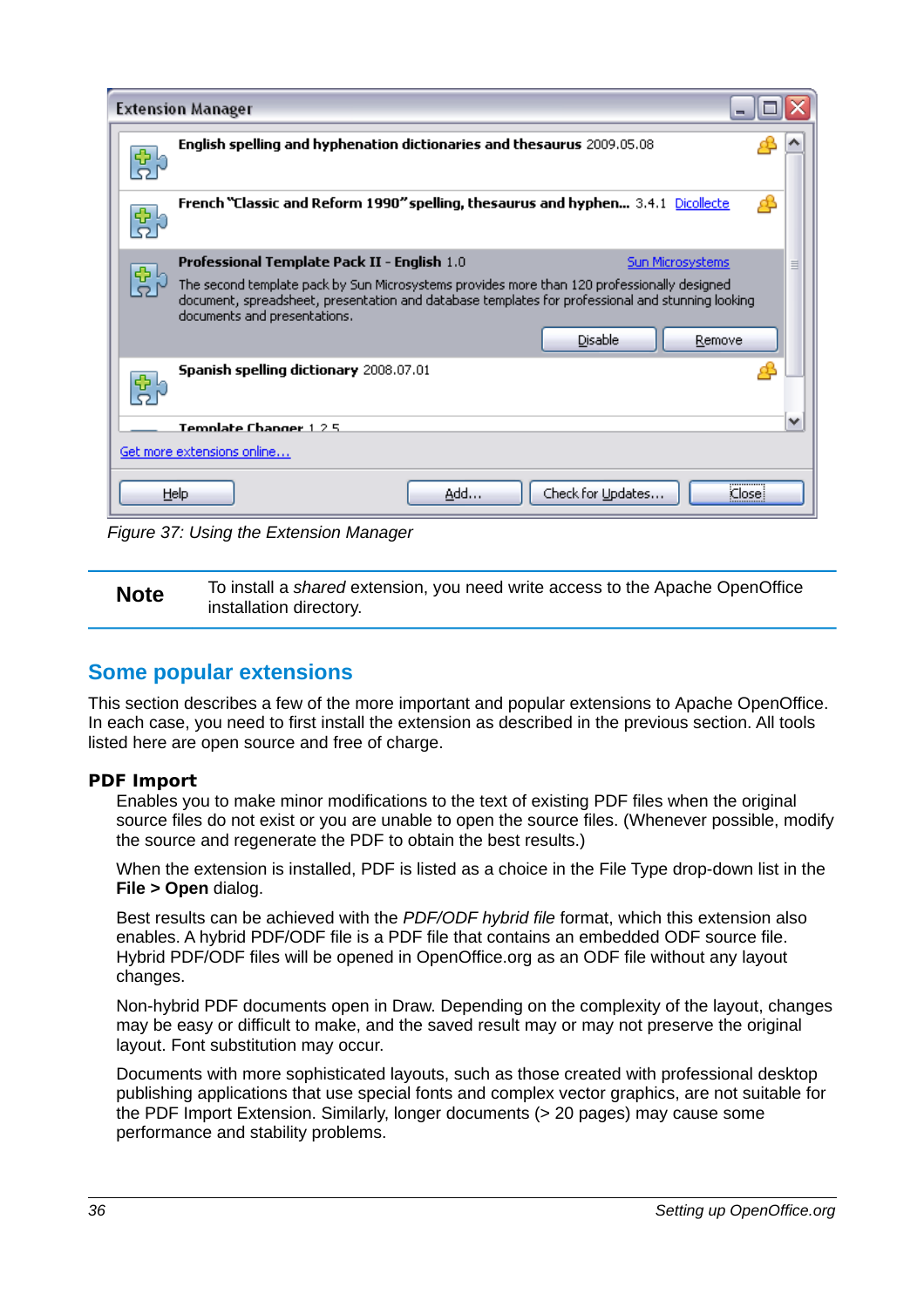Figure 37: Using the Extension Manager

**Note** To install a *shared* extension, you need write access to the Apache OpenOffice installation directory.

## Some popular extensions

This section describes a few of the more important and popular extensions to Apache OpenOffice. In each case, you need to first install the extension as described in the previous section. All tools listed here are open source and free of charge.

### PDF Import

Enables you to make minor modifications to the text of existing PDF files when the original source files do not exist or you are unable to open the source files. (Whenever possible, modify the source and regenerate the PDF to obtain the best results.)

When the extension is installed, PDF is listed as a choice in the File Type drop-down list in the **File > Open** dialog.

Best results can be achieved with the *PDF/ODF hybrid file* format, which this extension also enables. A hybrid PDF/ODF file is a PDF file that contains an embedded ODF source file. Hybrid PDF/ODF files will be opened in OpenOffice.org as an ODF file without any layout changes.

Non-hybrid PDF documents open in Draw. Depending on the complexity of the layout, changes may be easy or difficult to make, and the saved result may or may not preserve the original layout. Font substitution may occur.

Documents with more sophisticated layouts, such as those created with professional desktop publishing applications that use special fonts and complex vector graphics, are not suitable for the PDF Import Extension. Similarly, longer documents (> 20 pages) may cause some performance and stability problems.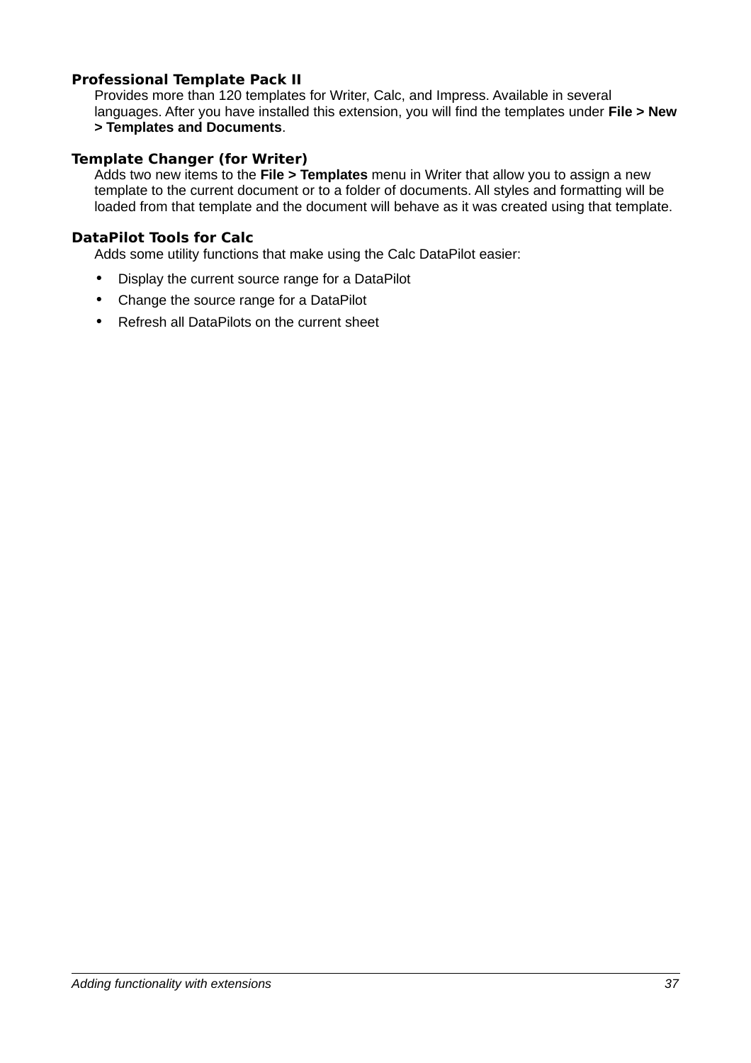**Professional Template Pack II**

Provides more than 120 templates for Writer, Calc, and Impress. Available in several languages. After you have installed this extension, you will find the templates under **File > New > Templates and Documents**.

**Template Changer (for Writer)**

Adds two new items to the **File > Templates** menu in Writer that allow you to assign a new template to the current document or to a folder of documents. All styles and formatting will be loaded from that template and the document will behave as it was created using that template.

**DataPilot Tools for Calc**

Adds some utility functions that make using the Calc DataPilot easier:

- Display the current source range for a DataPilot
- Change the source range for a DataPilot
- Refresh all DataPilots on the current sheet